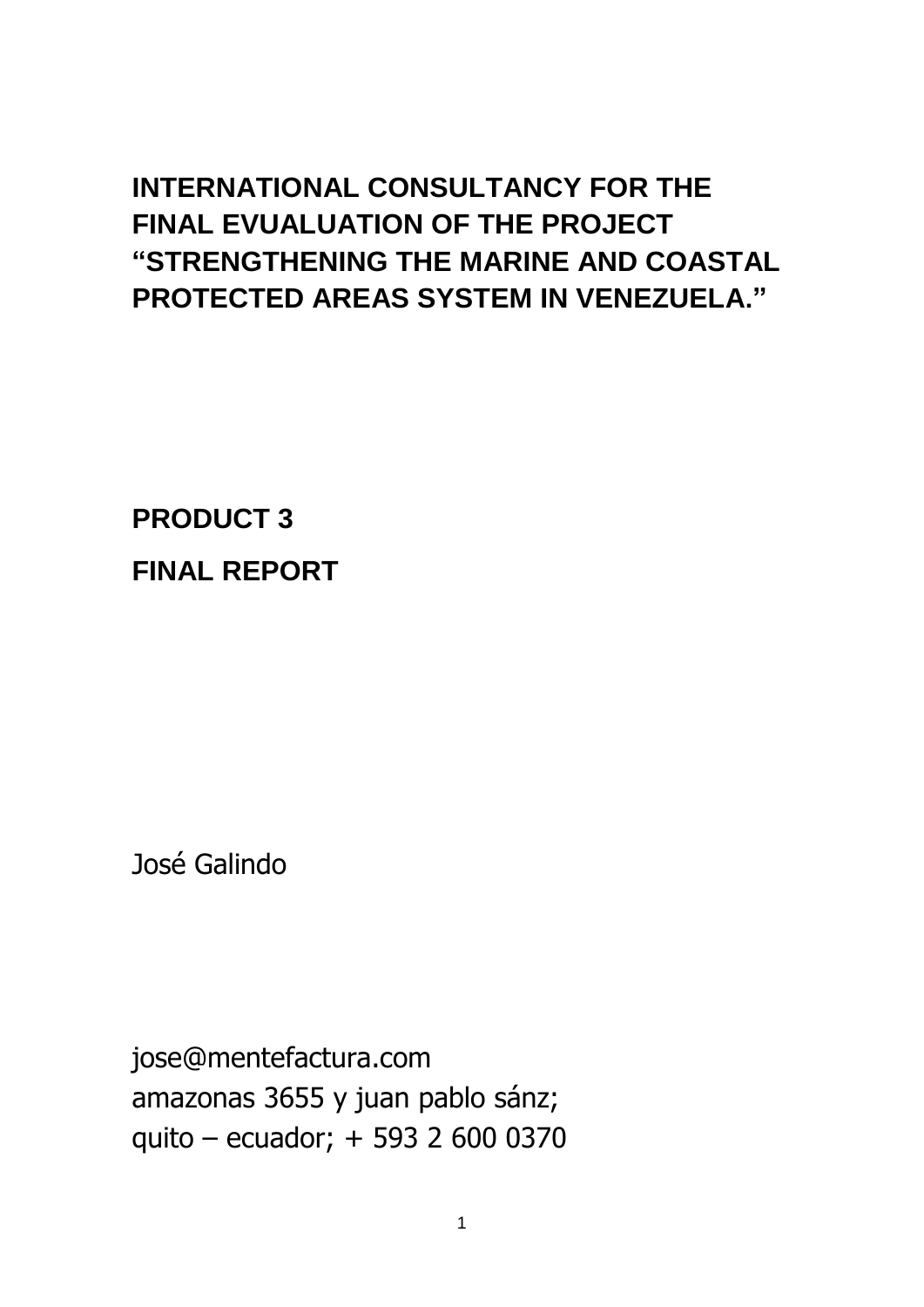# INTERNATIONAL CONSULTANCY FOR THE FINAL EVUALUATION OF THE PROJECT "STRENGTHENING THE MARINE AND COASTAL PROTECTED AREAS SYSTEM IN VENEZUELA."

## PRODUCT 3

## FINAL REPORT

José Galindo

jose@mentefactura.com
amazonas 3655 y juan pablo sánz;
quito – ecuador; + 593 2 600 0370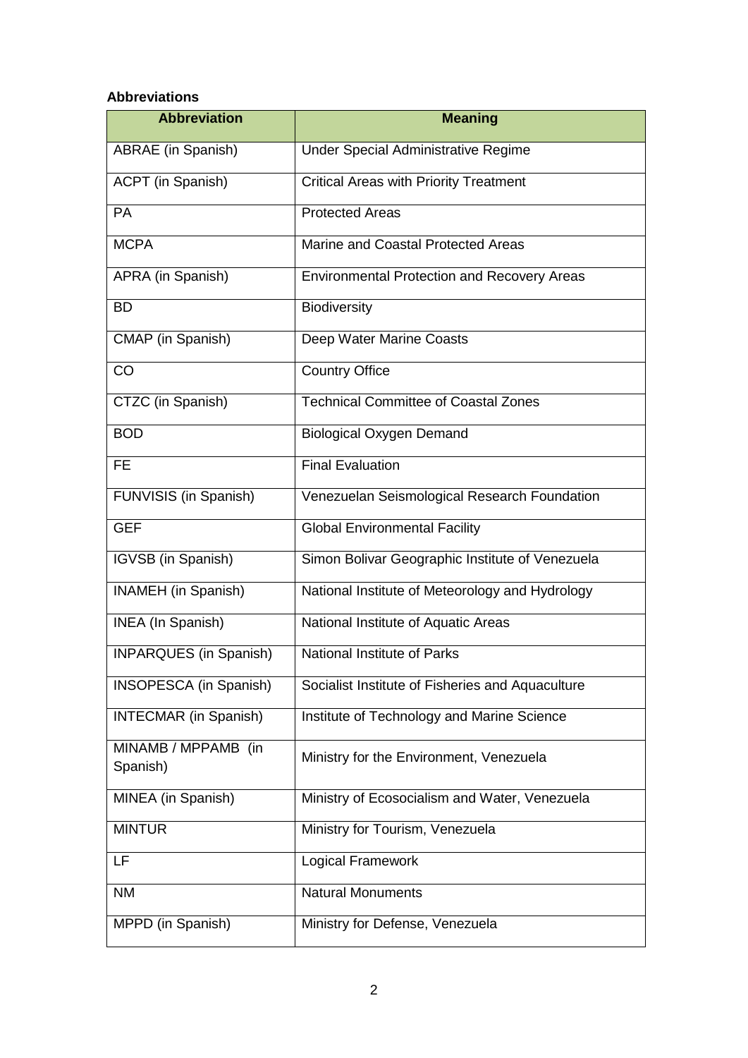**Abbreviations**

| Abbreviation | Meaning |
| --- | --- |
| ABRAE (in Spanish) | Under Special Administrative Regime |
| ACPT (in Spanish) | Critical Areas with Priority Treatment |
| PA | Protected Areas |
| MCPA | Marine and Coastal Protected Areas |
| APRA (in Spanish) | Environmental Protection and Recovery Areas |
| BD | Biodiversity |
| CMAP (in Spanish) | Deep Water Marine Coasts |
| CO | Country Office |
| CTZC (in Spanish) | Technical Committee of Coastal Zones |
| BOD | Biological Oxygen Demand |
| FE | Final Evaluation |
| FUNVISIS (in Spanish) | Venezuelan Seismological Research Foundation |
| GEF | Global Environmental Facility |
| IGVSB (in Spanish) | Simon Bolivar Geographic Institute of Venezuela |
| INAMEH (in Spanish) | National Institute of Meteorology and Hydrology |
| INEA (In Spanish) | National Institute of Aquatic Areas |
| INPARQUES (in Spanish) | National Institute of Parks |
| INSOPESCA (in Spanish) | Socialist Institute of Fisheries and Aquaculture |
| INTECMAR (in Spanish) | Institute of Technology and Marine Science |
| MINAMB / MPPAMB (in Spanish) | Ministry for the Environment, Venezuela |
| MINEA (in Spanish) | Ministry of Ecosocialism and Water, Venezuela |
| MINTUR | Ministry for Tourism, Venezuela |
| LF | Logical Framework |
| NM | Natural Monuments |
| MPPD (in Spanish) | Ministry for Defense, Venezuela |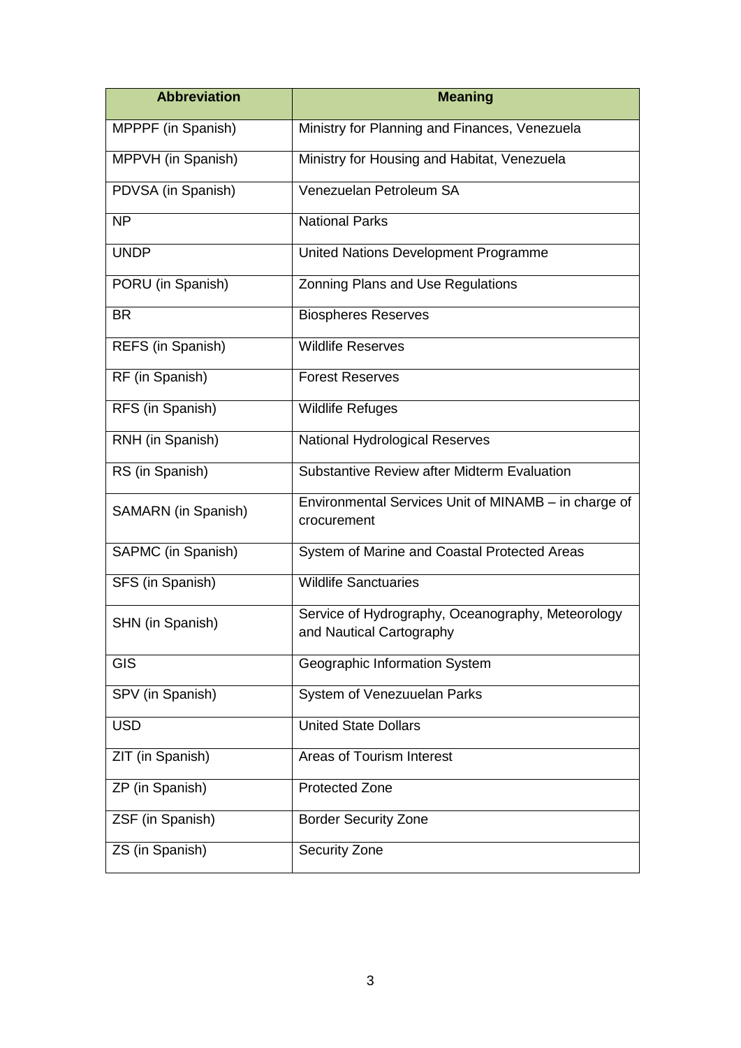| Abbreviation | Meaning |
|---|---|
| MPPPF (in Spanish) | Ministry for Planning and Finances, Venezuela |
| MPPVH (in Spanish) | Ministry for Housing and Habitat, Venezuela |
| PDVSA (in Spanish) | Venezuelan Petroleum SA |
| NP | National Parks |
| UNDP | United Nations Development Programme |
| PORU (in Spanish) | Zonning Plans and Use Regulations |
| BR | Biospheres Reserves |
| REFS (in Spanish) | Wildlife Reserves |
| RF (in Spanish) | Forest Reserves |
| RFS (in Spanish) | Wildlife Refuges |
| RNH (in Spanish) | National Hydrological Reserves |
| RS (in Spanish) | Substantive Review after Midterm Evaluation |
| SAMARN (in Spanish) | Environmental Services Unit of MINAMB – in charge of crocurement |
| SAPMC (in Spanish) | System of Marine and Coastal Protected Areas |
| SFS (in Spanish) | Wildlife Sanctuaries |
| SHN (in Spanish) | Service of Hydrography, Oceanography, Meteorology and Nautical Cartography |
| GIS | Geographic Information System |
| SPV (in Spanish) | System of Venezuuelan Parks |
| USD | United State Dollars |
| ZIT (in Spanish) | Areas of Tourism Interest |
| ZP (in Spanish) | Protected Zone |
| ZSF (in Spanish) | Border Security Zone |
| ZS (in Spanish) | Security Zone |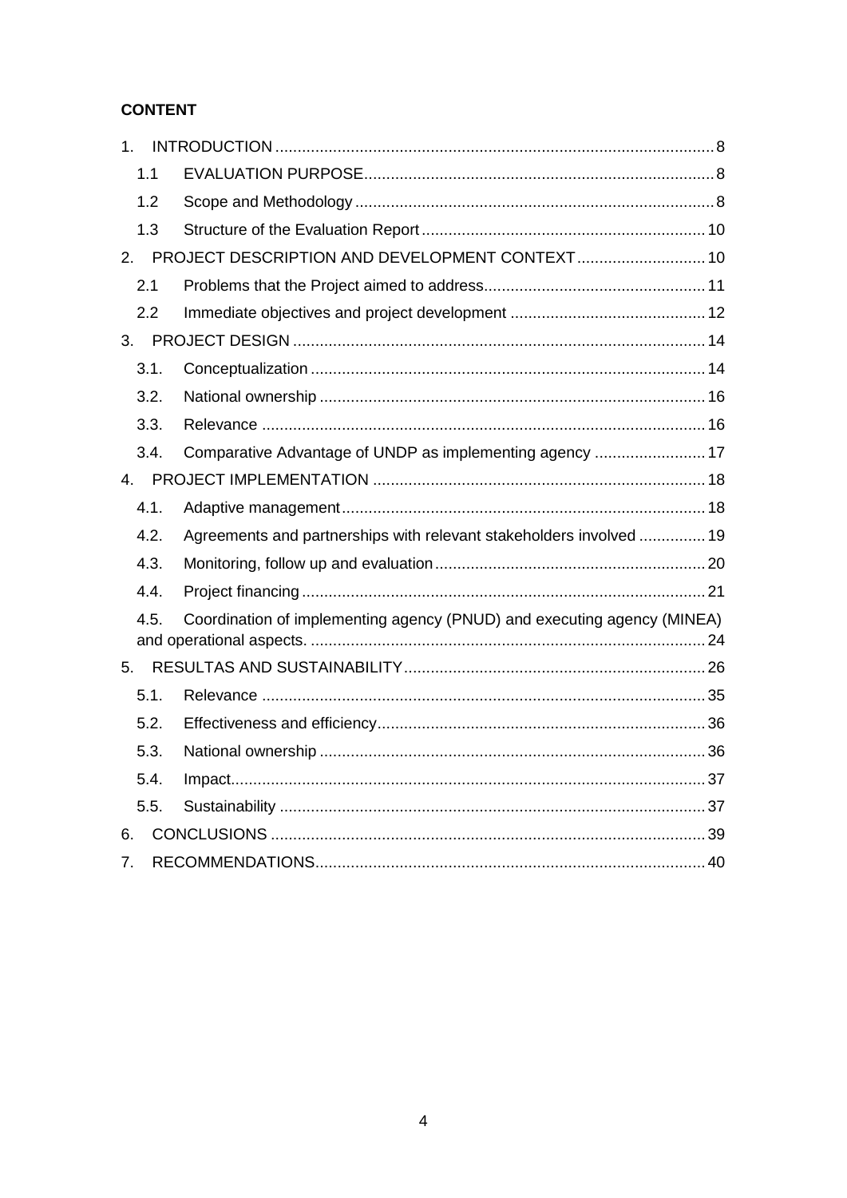**CONTENT**

1. INTRODUCTION .......... 8
   - 1.1 EVALUATION PURPOSE .......... 8
   - 1.2 Scope and Methodology .......... 8
   - 1.3 Structure of the Evaluation Report .......... 10
2. PROJECT DESCRIPTION AND DEVELOPMENT CONTEXT .......... 10
   - 2.1 Problems that the Project aimed to address .......... 11
   - 2.2 Immediate objectives and project development .......... 12
3. PROJECT DESIGN .......... 14
   - 3.1. Conceptualization .......... 14
   - 3.2. National ownership .......... 16
   - 3.3. Relevance .......... 16
   - 3.4. Comparative Advantage of UNDP as implementing agency .......... 17
4. PROJECT IMPLEMENTATION .......... 18
   - 4.1. Adaptive management .......... 18
   - 4.2. Agreements and partnerships with relevant stakeholders involved .......... 19
   - 4.3. Monitoring, follow up and evaluation .......... 20
   - 4.4. Project financing .......... 21
   - 4.5. Coordination of implementing agency (PNUD) and executing agency (MINEA) and operational aspects. .......... 24
5. RESULTAS AND SUSTAINABILITY .......... 26
   - 5.1. Relevance .......... 35
   - 5.2. Effectiveness and efficiency .......... 36
   - 5.3. National ownership .......... 36
   - 5.4. Impact .......... 37
   - 5.5. Sustainability .......... 37
6. CONCLUSIONS .......... 39
7. RECOMMENDATIONS .......... 40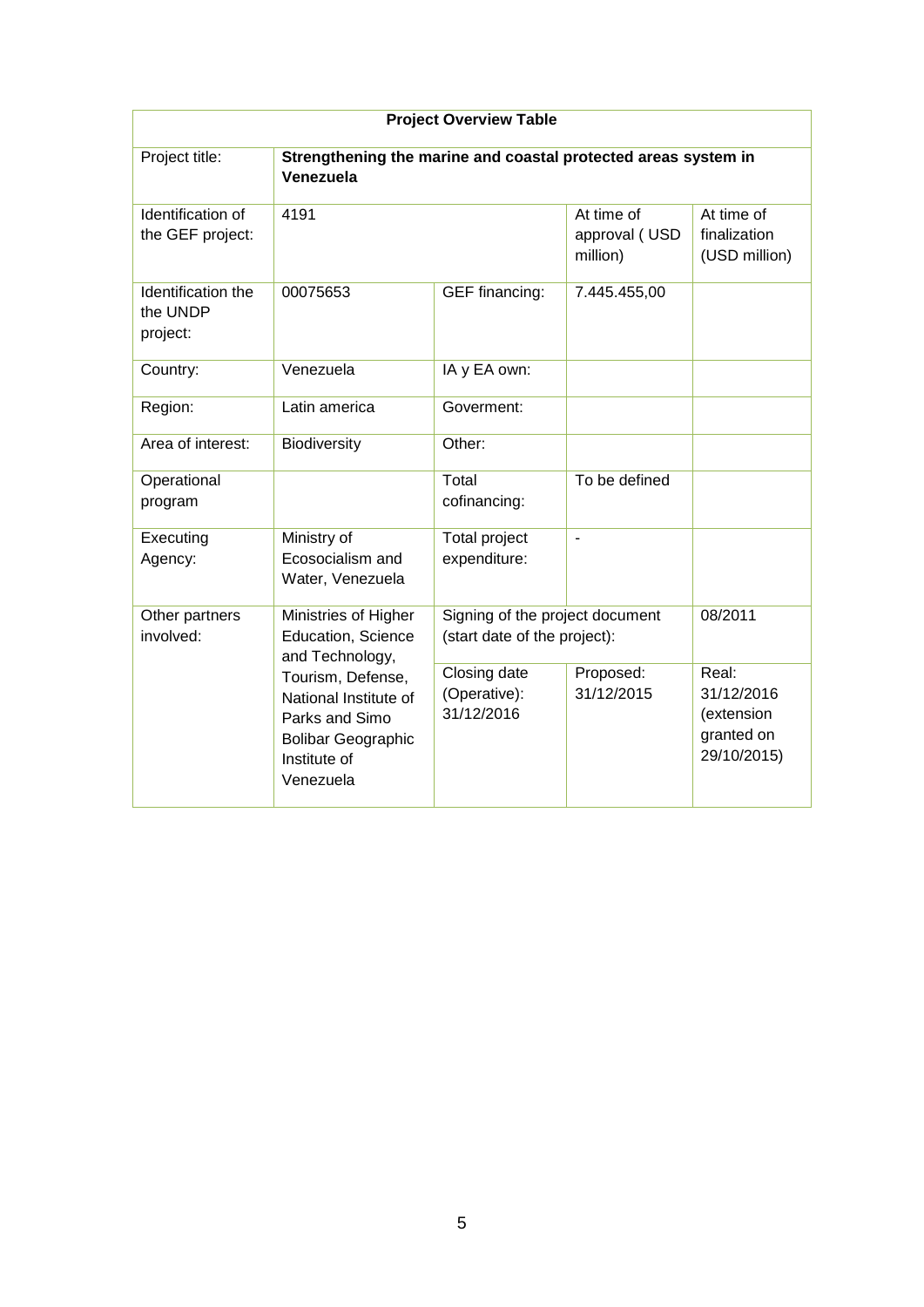| Project Overview Table | | | | |
|---|---|---|---|---|
| Project title: | **Strengthening the marine and coastal protected areas system in Venezuela** | | | |
| Identification of the GEF project: | 4191 | | At time of approval ( USD million) | At time of finalization (USD million) |
| Identification the the UNDP project: | 00075653 | GEF financing: | 7.445.455,00 | |
| Country: | Venezuela | IA y EA own: | | |
| Region: | Latin america | Goverment: | | |
| Area of interest: | Biodiversity | Other: | | |
| Operational program | | Total cofinancing: | To be defined | |
| Executing Agency: | Ministry of Ecosocialism and Water, Venezuela | Total project expenditure: | - | |
| Other partners involved: | Ministries of Higher Education, Science and Technology, Tourism, Defense, National Institute of Parks and Simo Bolibar Geographic Institute of Venezuela | Signing of the project document (start date of the project): | | 08/2011 |
| | | Closing date (Operative): 31/12/2016 | Proposed: 31/12/2015 | Real: 31/12/2016 (extension granted on 29/10/2015) |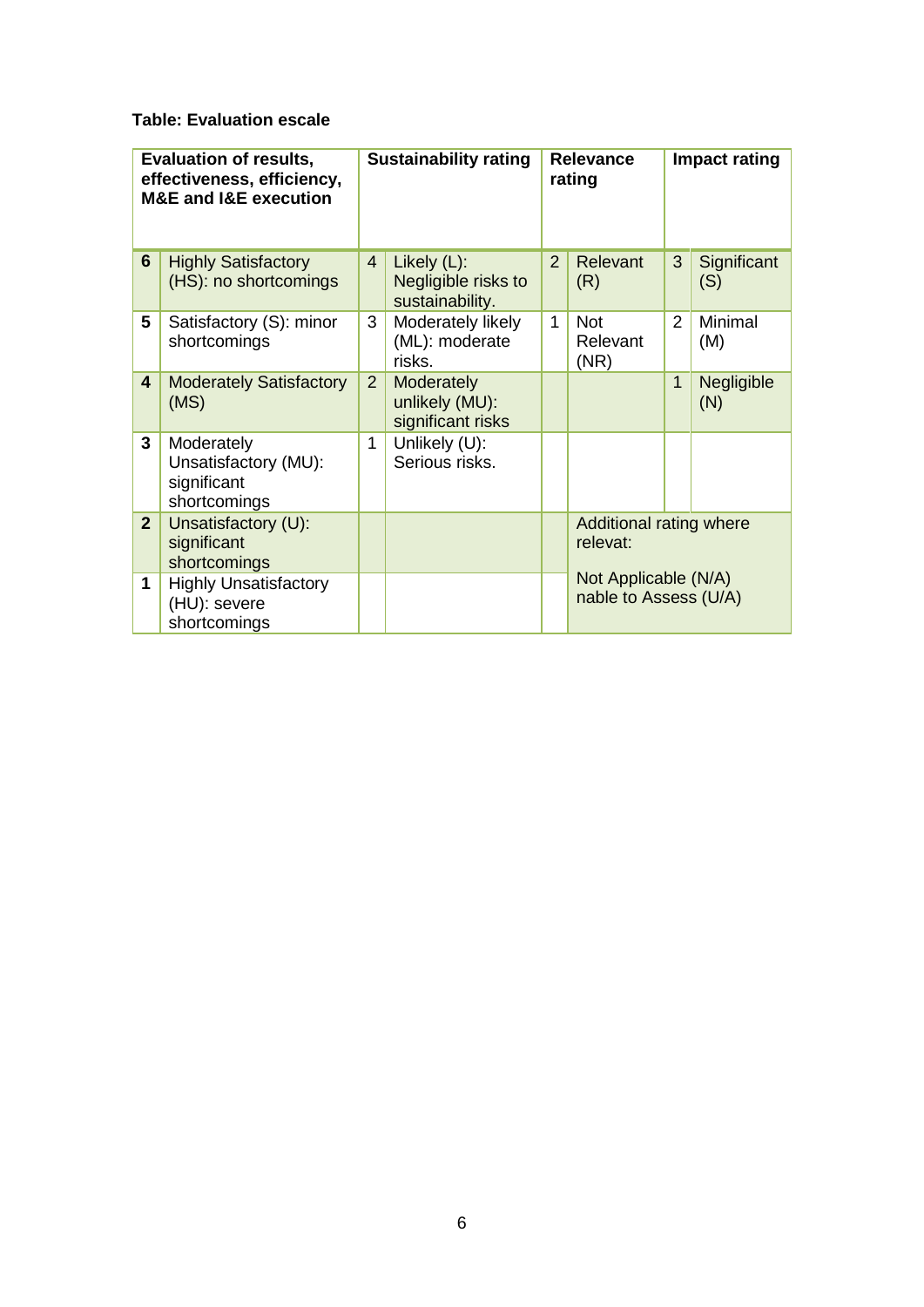**Table: Evaluation escale**

| Evaluation of results, effectiveness, efficiency, M&E and I&E execution | | Sustainability rating | | Relevance rating | | Impact rating | |
|---|---|---|---|---|---|---|---|
| **6** | Highly Satisfactory (HS): no shortcomings | 4 | Likely (L): Negligible risks to sustainability. | 2 | Relevant (R) | 3 | Significant (S) |
| **5** | Satisfactory (S): minor shortcomings | 3 | Moderately likely (ML): moderate risks. | 1 | Not Relevant (NR) | 2 | Minimal (M) |
| **4** | Moderately Satisfactory (MS) | 2 | Moderately unlikely (MU): significant risks | | | 1 | Negligible (N) |
| **3** | Moderately Unsatisfactory (MU): significant shortcomings | 1 | Unlikely (U): Serious risks. | | | | |
| **2** | Unsatisfactory (U): significant shortcomings | | | | Additional rating where relevat: | | |
| **1** | Highly Unsatisfactory (HU): severe shortcomings | | | | Not Applicable (N/A) nable to Assess (U/A) | | |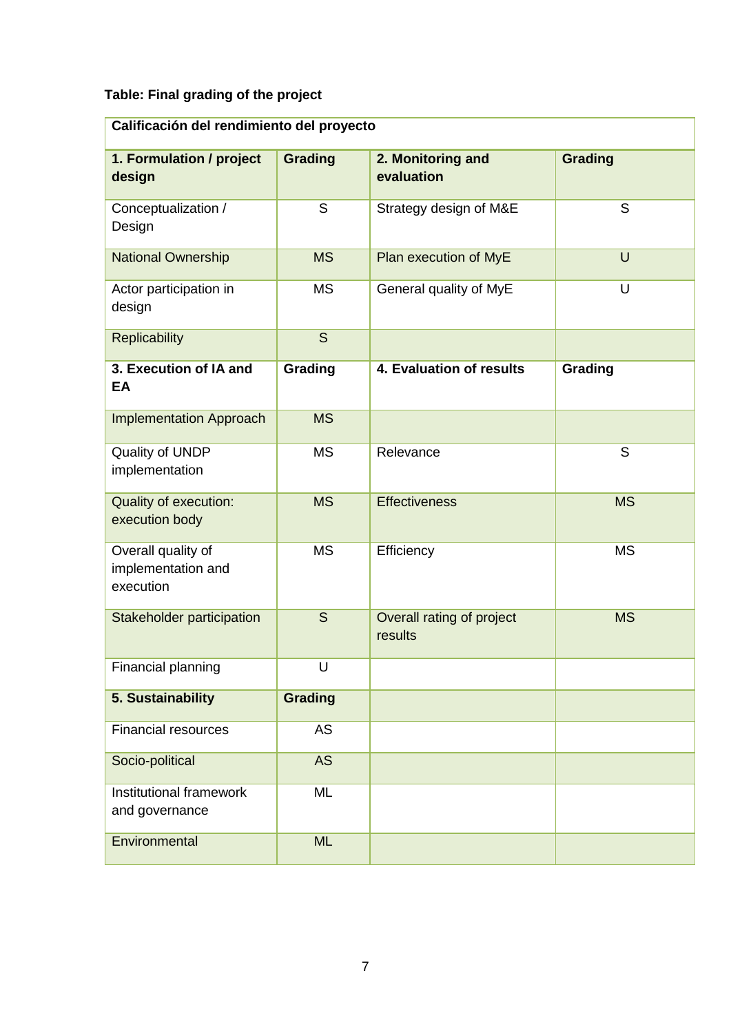**Table: Final grading of the project**

| Calificación del rendimiento del proyecto | | | |
|---|---|---|---|
| **1. Formulation / project design** | **Grading** | **2. Monitoring and evaluation** | **Grading** |
| Conceptualization / Design | S | Strategy design of M&E | S |
| National Ownership | MS | Plan execution of MyE | U |
| Actor participation in design | MS | General quality of MyE | U |
| Replicability | S | | |
| **3. Execution of IA and EA** | **Grading** | **4. Evaluation of results** | **Grading** |
| Implementation Approach | MS | | |
| Quality of UNDP implementation | MS | Relevance | S |
| Quality of execution: execution body | MS | Effectiveness | MS |
| Overall quality of implementation and execution | MS | Efficiency | MS |
| Stakeholder participation | S | Overall rating of project results | MS |
| Financial planning | U | | |
| **5. Sustainability** | **Grading** | | |
| Financial resources | AS | | |
| Socio-political | AS | | |
| Institutional framework and governance | ML | | |
| Environmental | ML | | |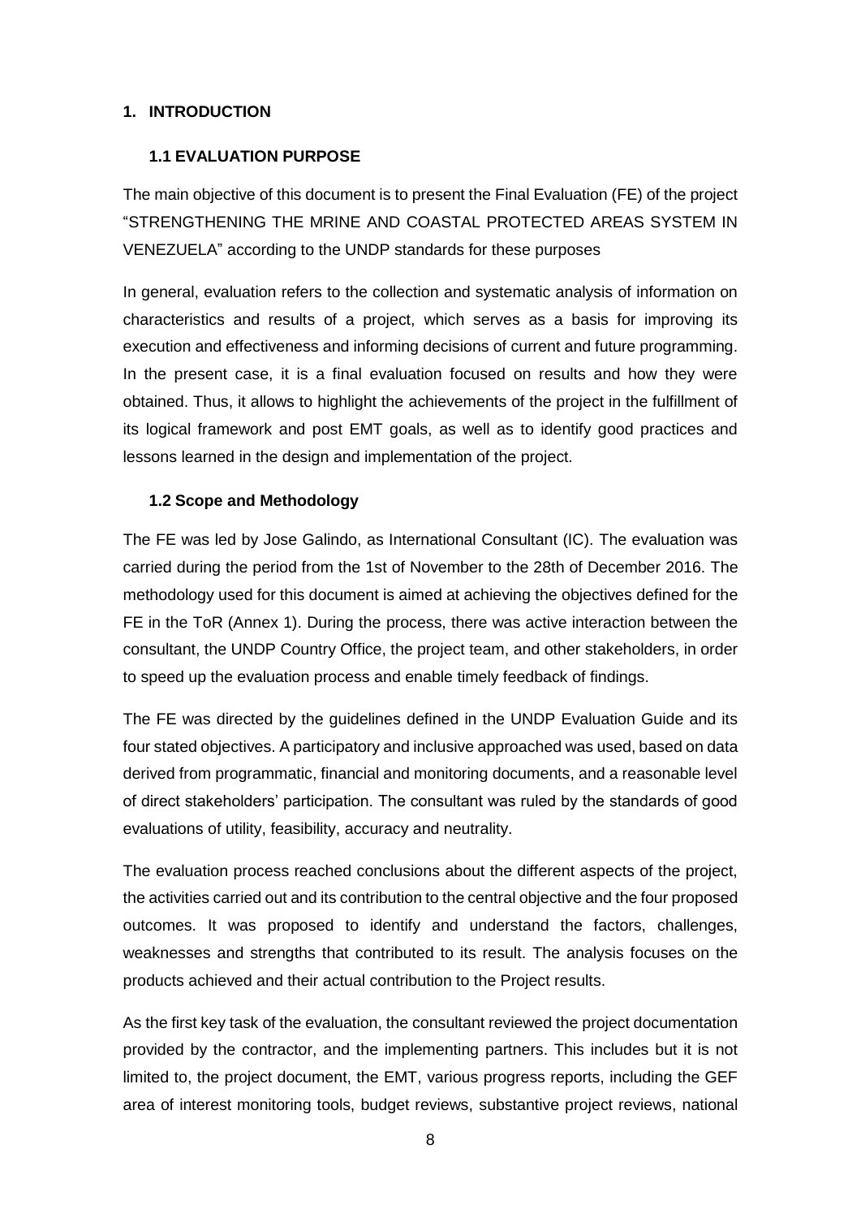## 1. INTRODUCTION

### 1.1 EVALUATION PURPOSE

The main objective of this document is to present the Final Evaluation (FE) of the project "STRENGTHENING THE MRINE AND COASTAL PROTECTED AREAS SYSTEM IN VENEZUELA" according to the UNDP standards for these purposes

In general, evaluation refers to the collection and systematic analysis of information on characteristics and results of a project, which serves as a basis for improving its execution and effectiveness and informing decisions of current and future programming. In the present case, it is a final evaluation focused on results and how they were obtained. Thus, it allows to highlight the achievements of the project in the fulfillment of its logical framework and post EMT goals, as well as to identify good practices and lessons learned in the design and implementation of the project.

### 1.2 Scope and Methodology

The FE was led by Jose Galindo, as International Consultant (IC). The evaluation was carried during the period from the 1st of November to the 28th of December 2016. The methodology used for this document is aimed at achieving the objectives defined for the FE in the ToR (Annex 1). During the process, there was active interaction between the consultant, the UNDP Country Office, the project team, and other stakeholders, in order to speed up the evaluation process and enable timely feedback of findings.

The FE was directed by the guidelines defined in the UNDP Evaluation Guide and its four stated objectives. A participatory and inclusive approached was used, based on data derived from programmatic, financial and monitoring documents, and a reasonable level of direct stakeholders' participation. The consultant was ruled by the standards of good evaluations of utility, feasibility, accuracy and neutrality.

The evaluation process reached conclusions about the different aspects of the project, the activities carried out and its contribution to the central objective and the four proposed outcomes. It was proposed to identify and understand the factors, challenges, weaknesses and strengths that contributed to its result. The analysis focuses on the products achieved and their actual contribution to the Project results.

As the first key task of the evaluation, the consultant reviewed the project documentation provided by the contractor, and the implementing partners. This includes but it is not limited to, the project document, the EMT, various progress reports, including the GEF area of interest monitoring tools, budget reviews, substantive project reviews, national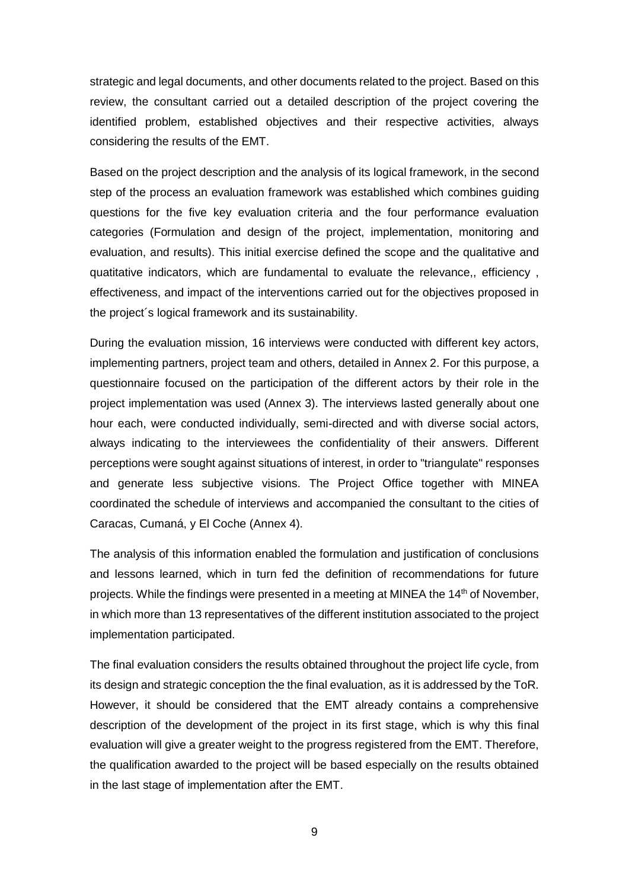strategic and legal documents, and other documents related to the project. Based on this review, the consultant carried out a detailed description of the project covering the identified problem, established objectives and their respective activities, always considering the results of the EMT.

Based on the project description and the analysis of its logical framework, in the second step of the process an evaluation framework was established which combines guiding questions for the five key evaluation criteria and the four performance evaluation categories (Formulation and design of the project, implementation, monitoring and evaluation, and results). This initial exercise defined the scope and the qualitative and quatitative indicators, which are fundamental to evaluate the relevance,, efficiency , effectiveness, and impact of the interventions carried out for the objectives proposed in the project´s logical framework and its sustainability.

During the evaluation mission, 16 interviews were conducted with different key actors, implementing partners, project team and others, detailed in Annex 2. For this purpose, a questionnaire focused on the participation of the different actors by their role in the project implementation was used (Annex 3). The interviews lasted generally about one hour each, were conducted individually, semi-directed and with diverse social actors, always indicating to the interviewees the confidentiality of their answers. Different perceptions were sought against situations of interest, in order to "triangulate" responses and generate less subjective visions. The Project Office together with MINEA coordinated the schedule of interviews and accompanied the consultant to the cities of Caracas, Cumaná, y El Coche (Annex 4).

The analysis of this information enabled the formulation and justification of conclusions and lessons learned, which in turn fed the definition of recommendations for future projects. While the findings were presented in a meeting at MINEA the 14th of November, in which more than 13 representatives of the different institution associated to the project implementation participated.

The final evaluation considers the results obtained throughout the project life cycle, from its design and strategic conception the the final evaluation, as it is addressed by the ToR. However, it should be considered that the EMT already contains a comprehensive description of the development of the project in its first stage, which is why this final evaluation will give a greater weight to the progress registered from the EMT. Therefore, the qualification awarded to the project will be based especially on the results obtained in the last stage of implementation after the EMT.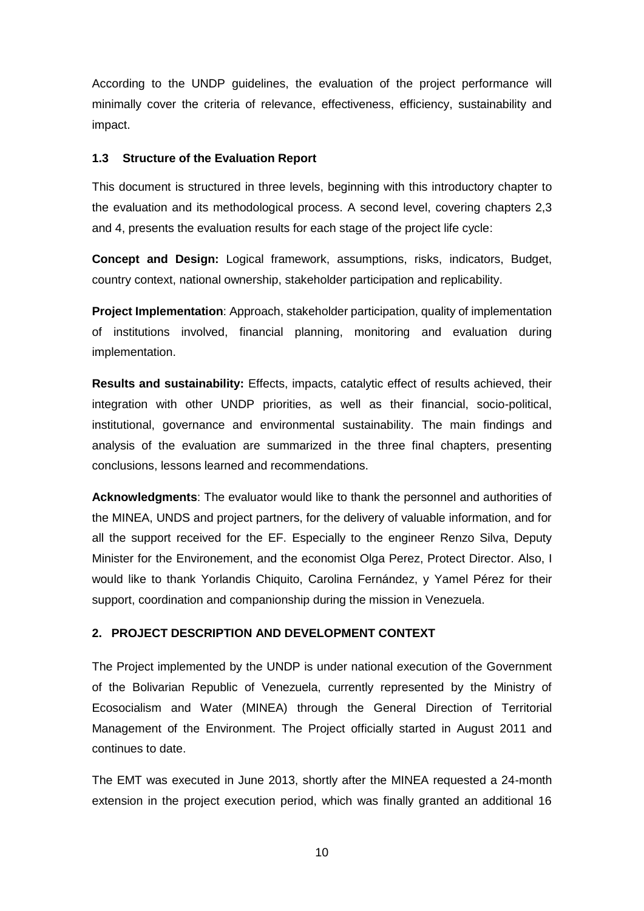According to the UNDP guidelines, the evaluation of the project performance will minimally cover the criteria of relevance, effectiveness, efficiency, sustainability and impact.

### 1.3 Structure of the Evaluation Report

This document is structured in three levels, beginning with this introductory chapter to the evaluation and its methodological process. A second level, covering chapters 2,3 and 4, presents the evaluation results for each stage of the project life cycle:

**Concept and Design:** Logical framework, assumptions, risks, indicators, Budget, country context, national ownership, stakeholder participation and replicability.

**Project Implementation**: Approach, stakeholder participation, quality of implementation of institutions involved, financial planning, monitoring and evaluation during implementation.

**Results and sustainability:** Effects, impacts, catalytic effect of results achieved, their integration with other UNDP priorities, as well as their financial, socio-political, institutional, governance and environmental sustainability. The main findings and analysis of the evaluation are summarized in the three final chapters, presenting conclusions, lessons learned and recommendations.

**Acknowledgments**: The evaluator would like to thank the personnel and authorities of the MINEA, UNDS and project partners, for the delivery of valuable information, and for all the support received for the EF. Especially to the engineer Renzo Silva, Deputy Minister for the Environement, and the economist Olga Perez, Protect Director. Also, I would like to thank Yorlandis Chiquito, Carolina Fernández, y Yamel Pérez for their support, coordination and companionship during the mission in Venezuela.

## 2. PROJECT DESCRIPTION AND DEVELOPMENT CONTEXT

The Project implemented by the UNDP is under national execution of the Government of the Bolivarian Republic of Venezuela, currently represented by the Ministry of Ecosocialism and Water (MINEA) through the General Direction of Territorial Management of the Environment. The Project officially started in August 2011 and continues to date.

The EMT was executed in June 2013, shortly after the MINEA requested a 24-month extension in the project execution period, which was finally granted an additional 16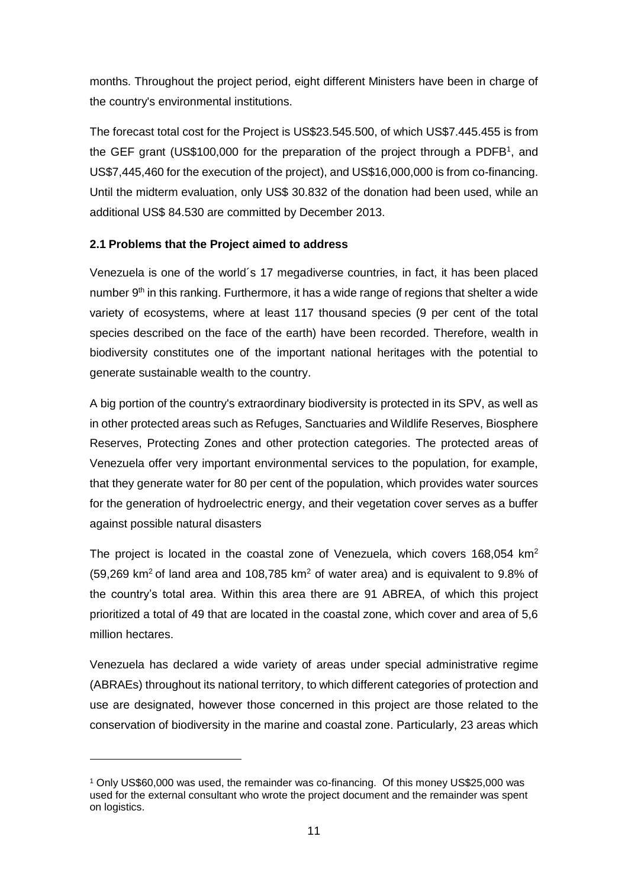months. Throughout the project period, eight different Ministers have been in charge of the country's environmental institutions.

The forecast total cost for the Project is US$23.545.500, of which US$7.445.455 is from the GEF grant (US$100,000 for the preparation of the project through a PDFB[1], and US$7,445,460 for the execution of the project), and US$16,000,000 is from co-financing. Until the midterm evaluation, only US$ 30.832 of the donation had been used, while an additional US$ 84.530 are committed by December 2013.

### 2.1 Problems that the Project aimed to address

Venezuela is one of the world´s 17 megadiverse countries, in fact, it has been placed number 9th in this ranking. Furthermore, it has a wide range of regions that shelter a wide variety of ecosystems, where at least 117 thousand species (9 per cent of the total species described on the face of the earth) have been recorded. Therefore, wealth in biodiversity constitutes one of the important national heritages with the potential to generate sustainable wealth to the country.

A big portion of the country's extraordinary biodiversity is protected in its SPV, as well as in other protected areas such as Refuges, Sanctuaries and Wildlife Reserves, Biosphere Reserves, Protecting Zones and other protection categories. The protected areas of Venezuela offer very important environmental services to the population, for example, that they generate water for 80 per cent of the population, which provides water sources for the generation of hydroelectric energy, and their vegetation cover serves as a buffer against possible natural disasters

The project is located in the coastal zone of Venezuela, which covers 168,054 km$^2$ (59,269 km$^2$ of land area and 108,785 km$^2$ of water area) and is equivalent to 9.8% of the country's total area. Within this area there are 91 ABREA, of which this project prioritized a total of 49 that are located in the coastal zone, which cover and area of 5,6 million hectares.

Venezuela has declared a wide variety of areas under special administrative regime (ABRAEs) throughout its national territory, to which different categories of protection and use are designated, however those concerned in this project are those related to the conservation of biodiversity in the marine and coastal zone. Particularly, 23 areas which

---

[1] Only US$60,000 was used, the remainder was co-financing. Of this money US$25,000 was used for the external consultant who wrote the project document and the remainder was spent on logistics.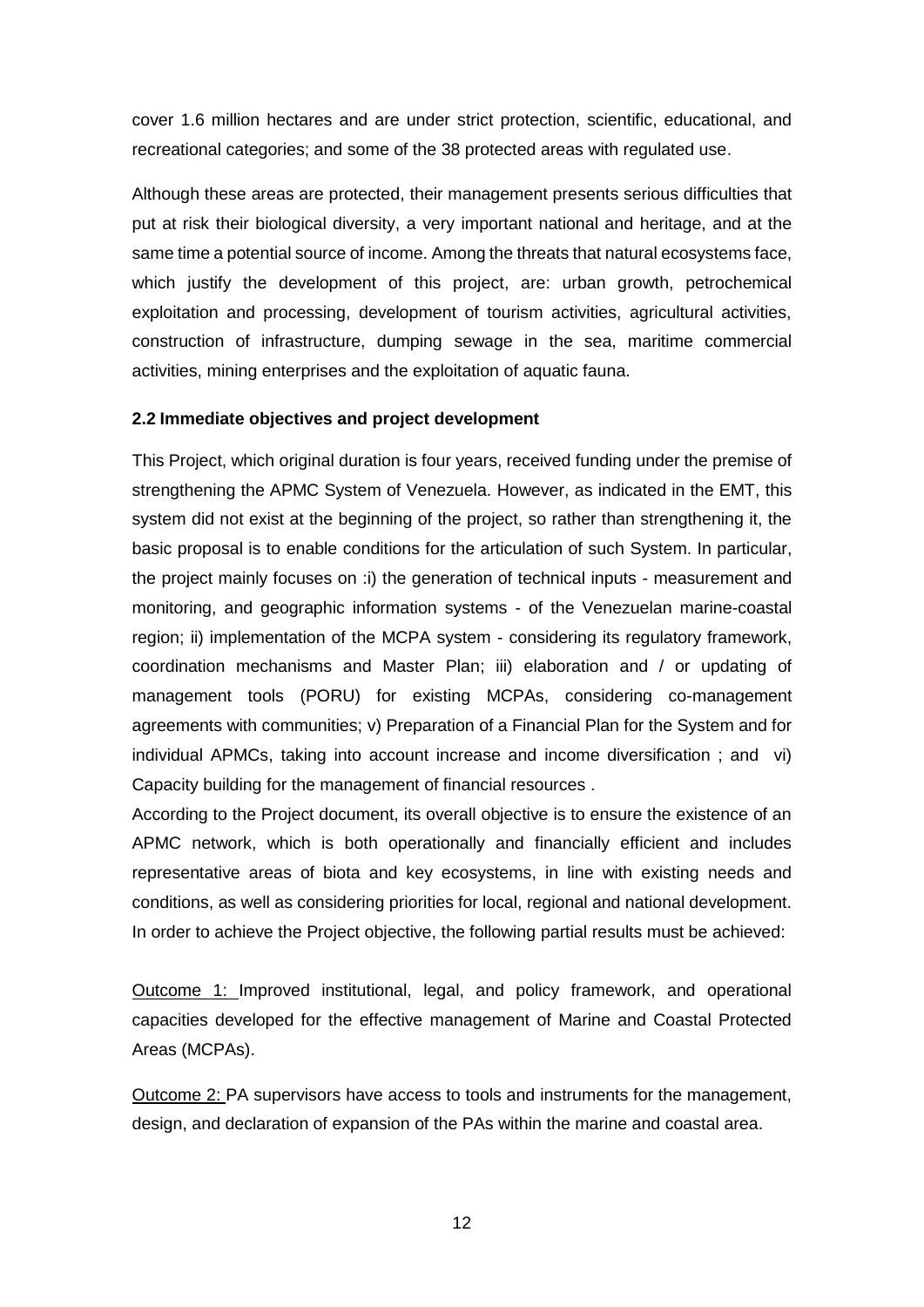cover 1.6 million hectares and are under strict protection, scientific, educational, and recreational categories; and some of the 38 protected areas with regulated use.

Although these areas are protected, their management presents serious difficulties that put at risk their biological diversity, a very important national and heritage, and at the same time a potential source of income. Among the threats that natural ecosystems face, which justify the development of this project, are: urban growth, petrochemical exploitation and processing, development of tourism activities, agricultural activities, construction of infrastructure, dumping sewage in the sea, maritime commercial activities, mining enterprises and the exploitation of aquatic fauna.

### 2.2 Immediate objectives and project development

This Project, which original duration is four years, received funding under the premise of strengthening the APMC System of Venezuela. However, as indicated in the EMT, this system did not exist at the beginning of the project, so rather than strengthening it, the basic proposal is to enable conditions for the articulation of such System. In particular, the project mainly focuses on :i) the generation of technical inputs - measurement and monitoring, and geographic information systems - of the Venezuelan marine-coastal region; ii) implementation of the MCPA system - considering its regulatory framework, coordination mechanisms and Master Plan; iii) elaboration and / or updating of management tools (PORU) for existing MCPAs, considering co-management agreements with communities; v) Preparation of a Financial Plan for the System and for individual APMCs, taking into account increase and income diversification ; and vi) Capacity building for the management of financial resources .

According to the Project document, its overall objective is to ensure the existence of an APMC network, which is both operationally and financially efficient and includes representative areas of biota and key ecosystems, in line with existing needs and conditions, as well as considering priorities for local, regional and national development. In order to achieve the Project objective, the following partial results must be achieved:

<u>Outcome 1:</u> Improved institutional, legal, and policy framework, and operational capacities developed for the effective management of Marine and Coastal Protected Areas (MCPAs).

<u>Outcome 2:</u> PA supervisors have access to tools and instruments for the management, design, and declaration of expansion of the PAs within the marine and coastal area.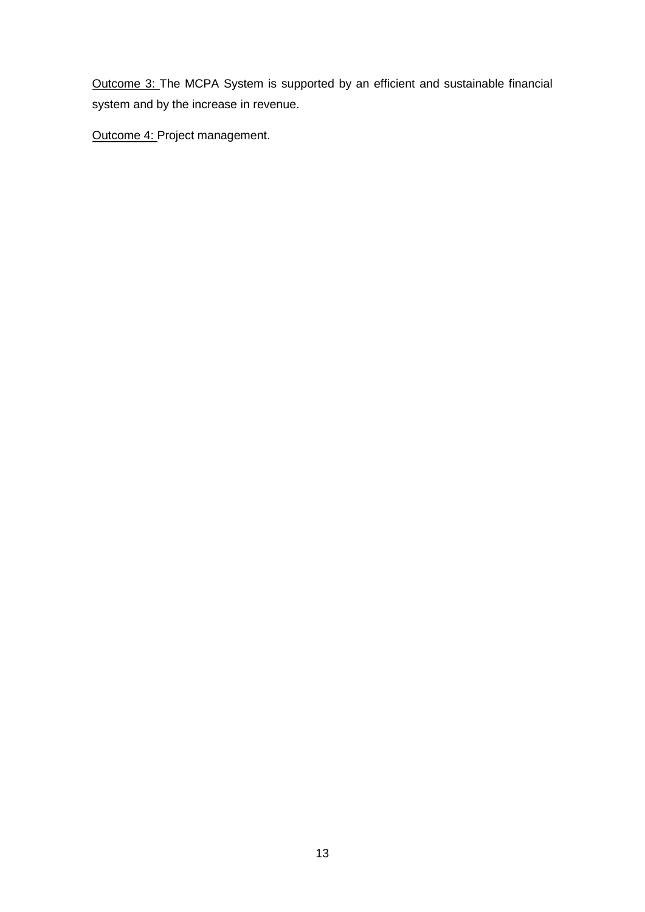<u>Outcome 3:</u> The MCPA System is supported by an efficient and sustainable financial system and by the increase in revenue.

<u>Outcome 4:</u> Project management.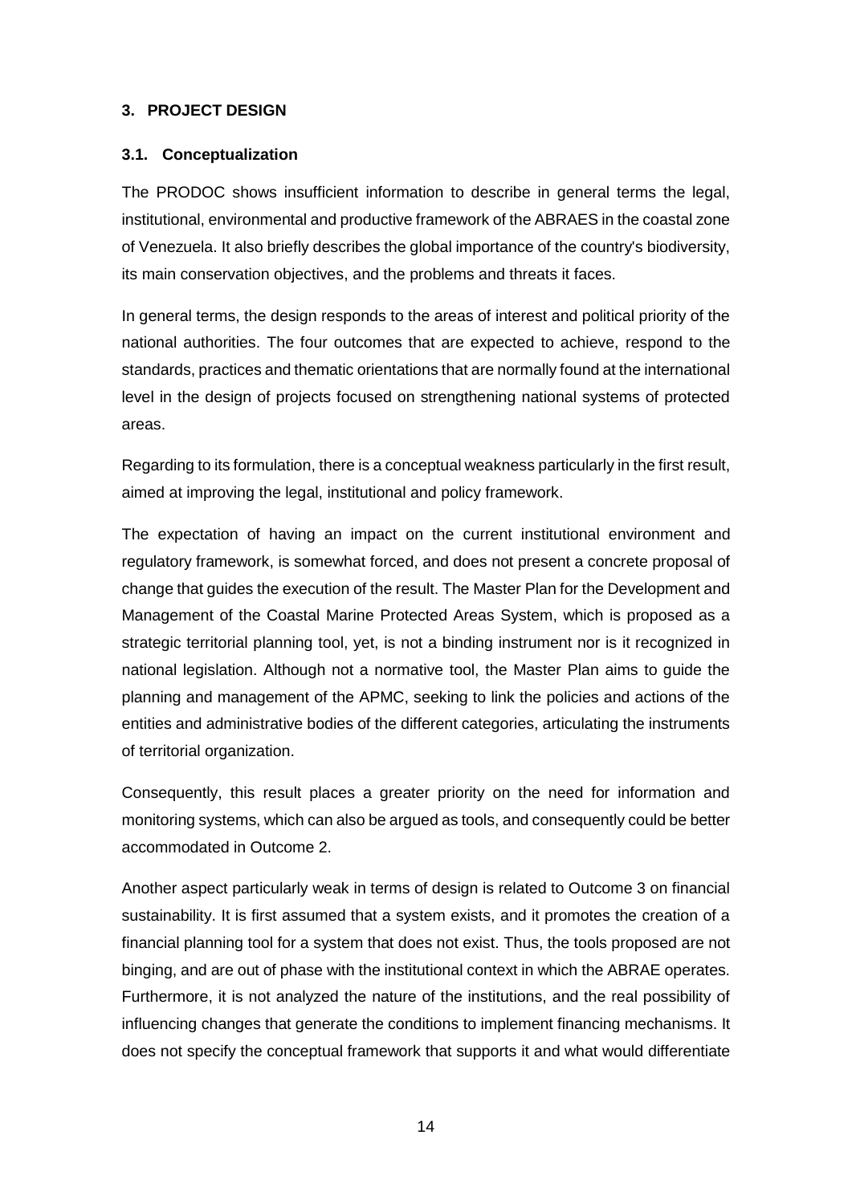## 3. PROJECT DESIGN

### 3.1. Conceptualization

The PRODOC shows insufficient information to describe in general terms the legal, institutional, environmental and productive framework of the ABRAES in the coastal zone of Venezuela. It also briefly describes the global importance of the country's biodiversity, its main conservation objectives, and the problems and threats it faces.

In general terms, the design responds to the areas of interest and political priority of the national authorities. The four outcomes that are expected to achieve, respond to the standards, practices and thematic orientations that are normally found at the international level in the design of projects focused on strengthening national systems of protected areas.

Regarding to its formulation, there is a conceptual weakness particularly in the first result, aimed at improving the legal, institutional and policy framework.

The expectation of having an impact on the current institutional environment and regulatory framework, is somewhat forced, and does not present a concrete proposal of change that guides the execution of the result. The Master Plan for the Development and Management of the Coastal Marine Protected Areas System, which is proposed as a strategic territorial planning tool, yet, is not a binding instrument nor is it recognized in national legislation. Although not a normative tool, the Master Plan aims to guide the planning and management of the APMC, seeking to link the policies and actions of the entities and administrative bodies of the different categories, articulating the instruments of territorial organization.

Consequently, this result places a greater priority on the need for information and monitoring systems, which can also be argued as tools, and consequently could be better accommodated in Outcome 2.

Another aspect particularly weak in terms of design is related to Outcome 3 on financial sustainability. It is first assumed that a system exists, and it promotes the creation of a financial planning tool for a system that does not exist. Thus, the tools proposed are not binging, and are out of phase with the institutional context in which the ABRAE operates. Furthermore, it is not analyzed the nature of the institutions, and the real possibility of influencing changes that generate the conditions to implement financing mechanisms. It does not specify the conceptual framework that supports it and what would differentiate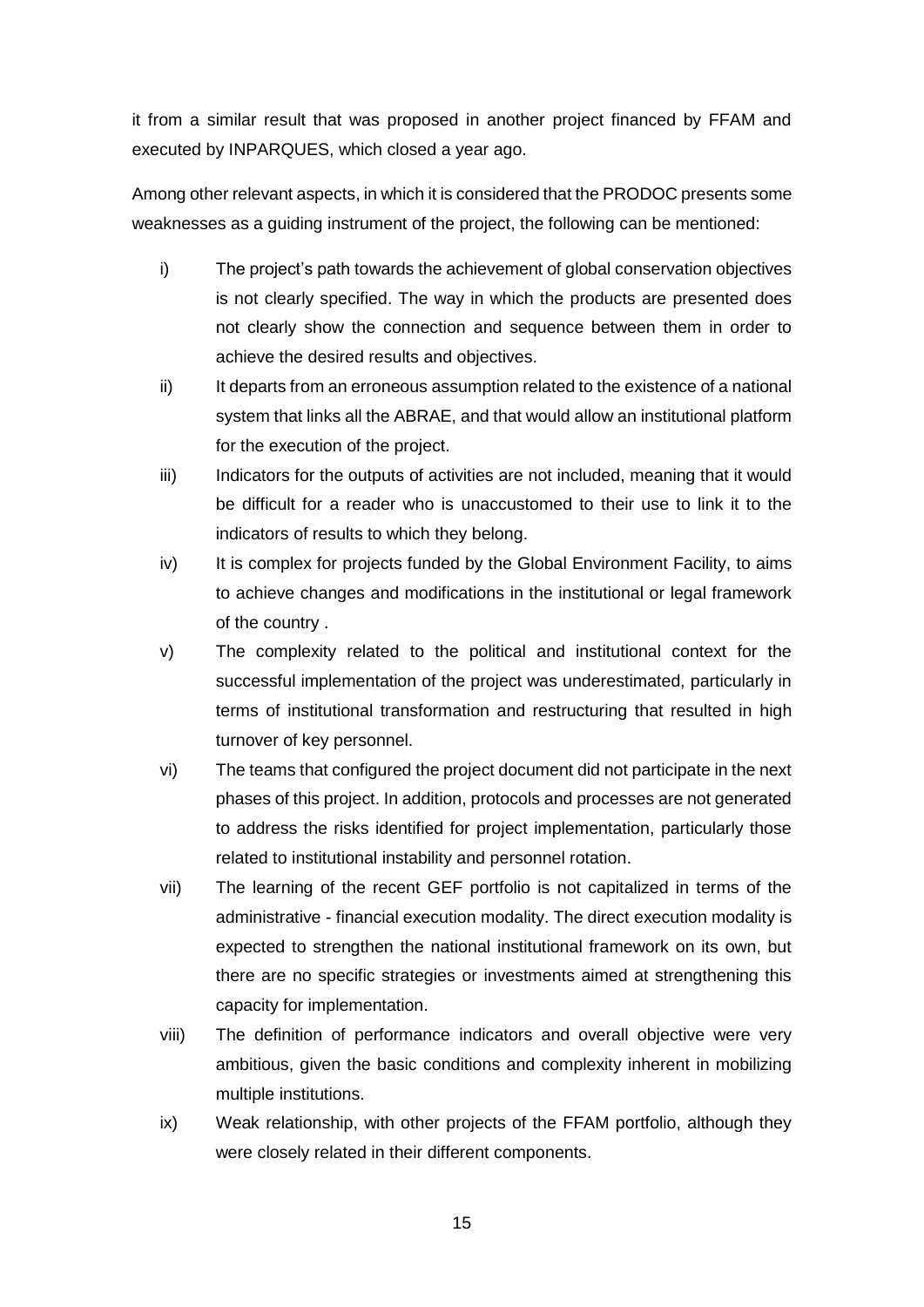it from a similar result that was proposed in another project financed by FFAM and executed by INPARQUES, which closed a year ago.

Among other relevant aspects, in which it is considered that the PRODOC presents some weaknesses as a guiding instrument of the project, the following can be mentioned:

i) The project's path towards the achievement of global conservation objectives is not clearly specified. The way in which the products are presented does not clearly show the connection and sequence between them in order to achieve the desired results and objectives.

ii) It departs from an erroneous assumption related to the existence of a national system that links all the ABRAE, and that would allow an institutional platform for the execution of the project.

iii) Indicators for the outputs of activities are not included, meaning that it would be difficult for a reader who is unaccustomed to their use to link it to the indicators of results to which they belong.

iv) It is complex for projects funded by the Global Environment Facility, to aims to achieve changes and modifications in the institutional or legal framework of the country .

v) The complexity related to the political and institutional context for the successful implementation of the project was underestimated, particularly in terms of institutional transformation and restructuring that resulted in high turnover of key personnel.

vi) The teams that configured the project document did not participate in the next phases of this project. In addition, protocols and processes are not generated to address the risks identified for project implementation, particularly those related to institutional instability and personnel rotation.

vii) The learning of the recent GEF portfolio is not capitalized in terms of the administrative - financial execution modality. The direct execution modality is expected to strengthen the national institutional framework on its own, but there are no specific strategies or investments aimed at strengthening this capacity for implementation.

viii) The definition of performance indicators and overall objective were very ambitious, given the basic conditions and complexity inherent in mobilizing multiple institutions.

ix) Weak relationship, with other projects of the FFAM portfolio, although they were closely related in their different components.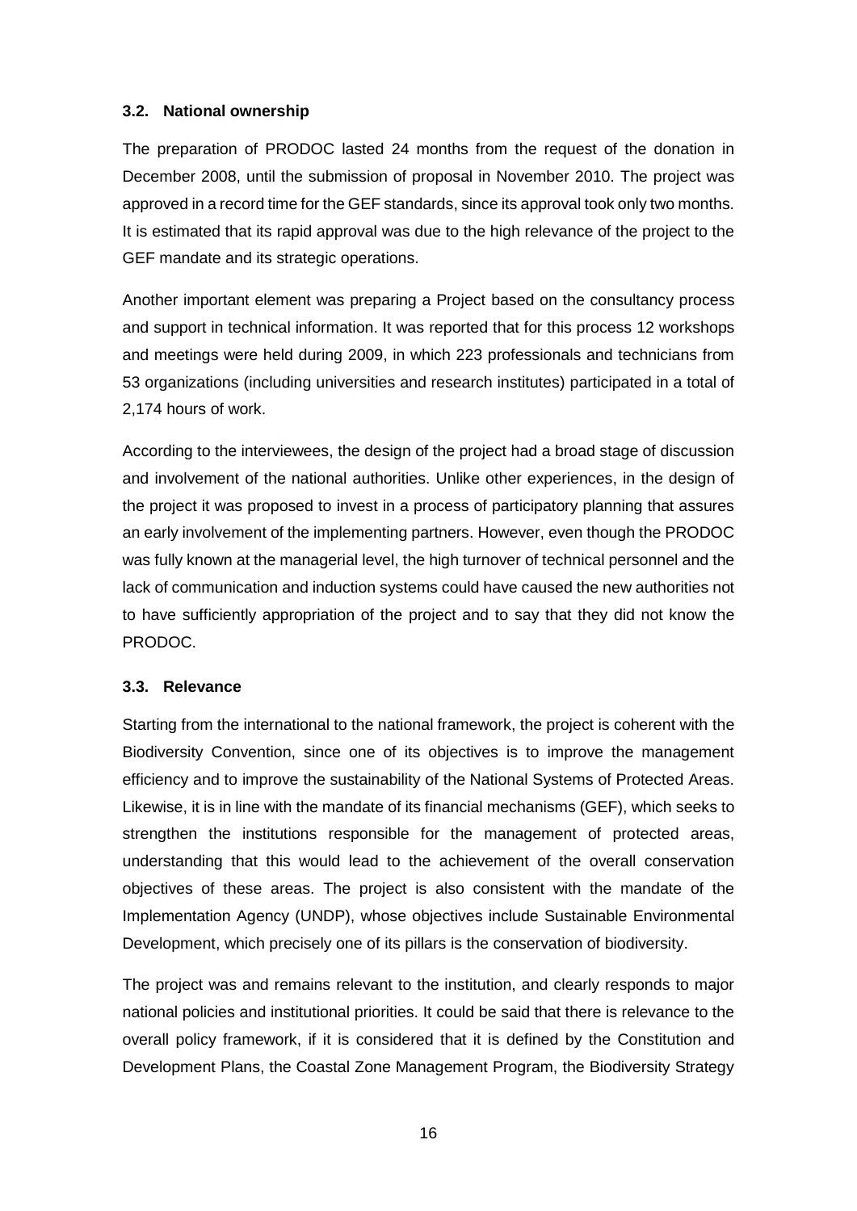### 3.2. National ownership

The preparation of PRODOC lasted 24 months from the request of the donation in December 2008, until the submission of proposal in November 2010. The project was approved in a record time for the GEF standards, since its approval took only two months. It is estimated that its rapid approval was due to the high relevance of the project to the GEF mandate and its strategic operations.

Another important element was preparing a Project based on the consultancy process and support in technical information. It was reported that for this process 12 workshops and meetings were held during 2009, in which 223 professionals and technicians from 53 organizations (including universities and research institutes) participated in a total of 2,174 hours of work.

According to the interviewees, the design of the project had a broad stage of discussion and involvement of the national authorities. Unlike other experiences, in the design of the project it was proposed to invest in a process of participatory planning that assures an early involvement of the implementing partners. However, even though the PRODOC was fully known at the managerial level, the high turnover of technical personnel and the lack of communication and induction systems could have caused the new authorities not to have sufficiently appropriation of the project and to say that they did not know the PRODOC.

### 3.3. Relevance

Starting from the international to the national framework, the project is coherent with the Biodiversity Convention, since one of its objectives is to improve the management efficiency and to improve the sustainability of the National Systems of Protected Areas. Likewise, it is in line with the mandate of its financial mechanisms (GEF), which seeks to strengthen the institutions responsible for the management of protected areas, understanding that this would lead to the achievement of the overall conservation objectives of these areas. The project is also consistent with the mandate of the Implementation Agency (UNDP), whose objectives include Sustainable Environmental Development, which precisely one of its pillars is the conservation of biodiversity.

The project was and remains relevant to the institution, and clearly responds to major national policies and institutional priorities. It could be said that there is relevance to the overall policy framework, if it is considered that it is defined by the Constitution and Development Plans, the Coastal Zone Management Program, the Biodiversity Strategy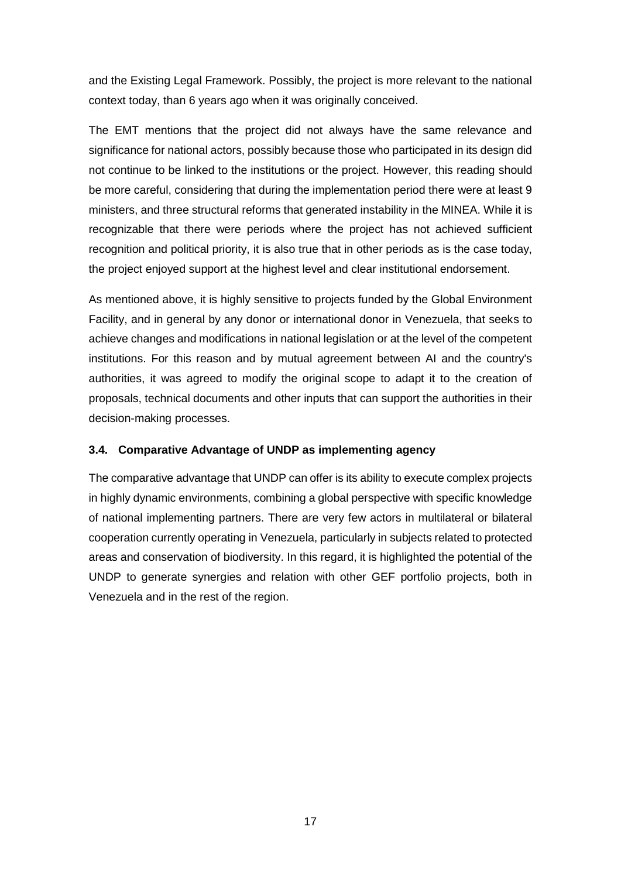and the Existing Legal Framework. Possibly, the project is more relevant to the national context today, than 6 years ago when it was originally conceived.

The EMT mentions that the project did not always have the same relevance and significance for national actors, possibly because those who participated in its design did not continue to be linked to the institutions or the project. However, this reading should be more careful, considering that during the implementation period there were at least 9 ministers, and three structural reforms that generated instability in the MINEA. While it is recognizable that there were periods where the project has not achieved sufficient recognition and political priority, it is also true that in other periods as is the case today, the project enjoyed support at the highest level and clear institutional endorsement.

As mentioned above, it is highly sensitive to projects funded by the Global Environment Facility, and in general by any donor or international donor in Venezuela, that seeks to achieve changes and modifications in national legislation or at the level of the competent institutions. For this reason and by mutual agreement between AI and the country's authorities, it was agreed to modify the original scope to adapt it to the creation of proposals, technical documents and other inputs that can support the authorities in their decision-making processes.

### 3.4. Comparative Advantage of UNDP as implementing agency

The comparative advantage that UNDP can offer is its ability to execute complex projects in highly dynamic environments, combining a global perspective with specific knowledge of national implementing partners. There are very few actors in multilateral or bilateral cooperation currently operating in Venezuela, particularly in subjects related to protected areas and conservation of biodiversity. In this regard, it is highlighted the potential of the UNDP to generate synergies and relation with other GEF portfolio projects, both in Venezuela and in the rest of the region.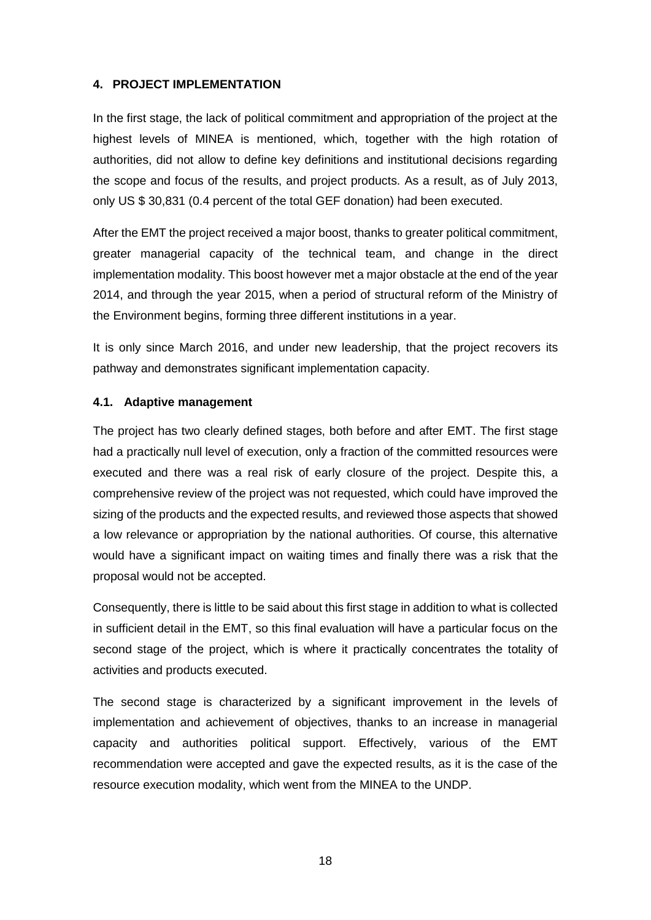## 4. PROJECT IMPLEMENTATION

In the first stage, the lack of political commitment and appropriation of the project at the highest levels of MINEA is mentioned, which, together with the high rotation of authorities, did not allow to define key definitions and institutional decisions regarding the scope and focus of the results, and project products. As a result, as of July 2013, only US $ 30,831 (0.4 percent of the total GEF donation) had been executed.

After the EMT the project received a major boost, thanks to greater political commitment, greater managerial capacity of the technical team, and change in the direct implementation modality. This boost however met a major obstacle at the end of the year 2014, and through the year 2015, when a period of structural reform of the Ministry of the Environment begins, forming three different institutions in a year.

It is only since March 2016, and under new leadership, that the project recovers its pathway and demonstrates significant implementation capacity.

### 4.1. Adaptive management

The project has two clearly defined stages, both before and after EMT. The first stage had a practically null level of execution, only a fraction of the committed resources were executed and there was a real risk of early closure of the project. Despite this, a comprehensive review of the project was not requested, which could have improved the sizing of the products and the expected results, and reviewed those aspects that showed a low relevance or appropriation by the national authorities. Of course, this alternative would have a significant impact on waiting times and finally there was a risk that the proposal would not be accepted.

Consequently, there is little to be said about this first stage in addition to what is collected in sufficient detail in the EMT, so this final evaluation will have a particular focus on the second stage of the project, which is where it practically concentrates the totality of activities and products executed.

The second stage is characterized by a significant improvement in the levels of implementation and achievement of objectives, thanks to an increase in managerial capacity and authorities political support. Effectively, various of the EMT recommendation were accepted and gave the expected results, as it is the case of the resource execution modality, which went from the MINEA to the UNDP.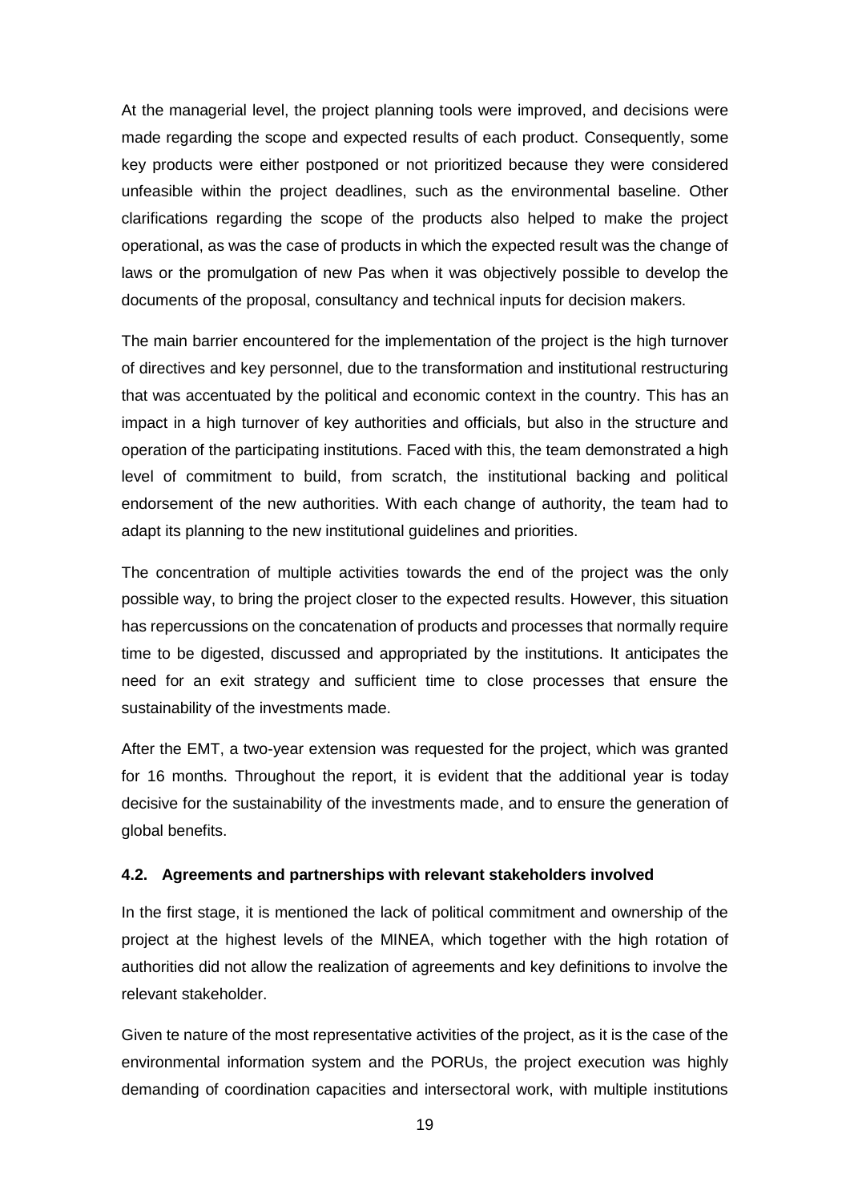At the managerial level, the project planning tools were improved, and decisions were made regarding the scope and expected results of each product. Consequently, some key products were either postponed or not prioritized because they were considered unfeasible within the project deadlines, such as the environmental baseline. Other clarifications regarding the scope of the products also helped to make the project operational, as was the case of products in which the expected result was the change of laws or the promulgation of new Pas when it was objectively possible to develop the documents of the proposal, consultancy and technical inputs for decision makers.

The main barrier encountered for the implementation of the project is the high turnover of directives and key personnel, due to the transformation and institutional restructuring that was accentuated by the political and economic context in the country. This has an impact in a high turnover of key authorities and officials, but also in the structure and operation of the participating institutions. Faced with this, the team demonstrated a high level of commitment to build, from scratch, the institutional backing and political endorsement of the new authorities. With each change of authority, the team had to adapt its planning to the new institutional guidelines and priorities.

The concentration of multiple activities towards the end of the project was the only possible way, to bring the project closer to the expected results. However, this situation has repercussions on the concatenation of products and processes that normally require time to be digested, discussed and appropriated by the institutions. It anticipates the need for an exit strategy and sufficient time to close processes that ensure the sustainability of the investments made.

After the EMT, a two-year extension was requested for the project, which was granted for 16 months. Throughout the report, it is evident that the additional year is today decisive for the sustainability of the investments made, and to ensure the generation of global benefits.

### 4.2. Agreements and partnerships with relevant stakeholders involved

In the first stage, it is mentioned the lack of political commitment and ownership of the project at the highest levels of the MINEA, which together with the high rotation of authorities did not allow the realization of agreements and key definitions to involve the relevant stakeholder.

Given te nature of the most representative activities of the project, as it is the case of the environmental information system and the PORUs, the project execution was highly demanding of coordination capacities and intersectoral work, with multiple institutions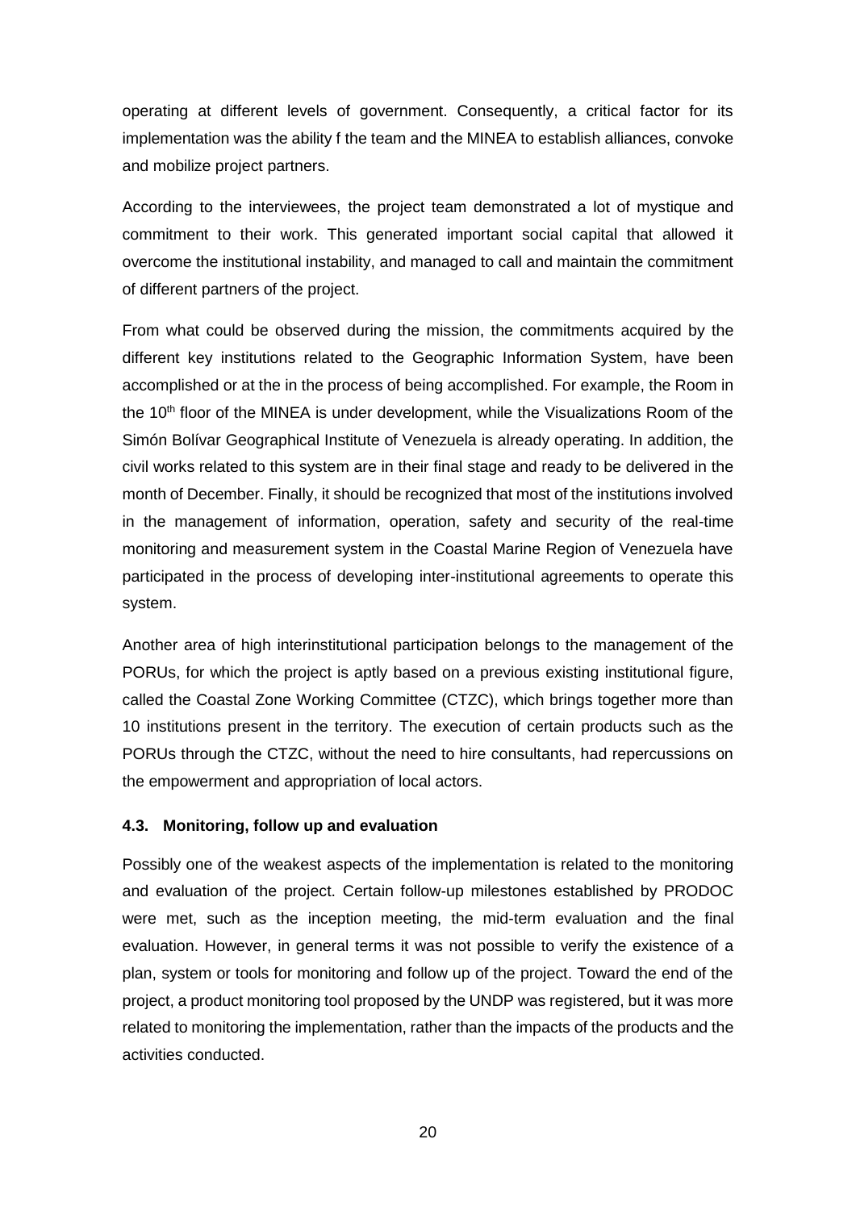operating at different levels of government. Consequently, a critical factor for its implementation was the ability f the team and the MINEA to establish alliances, convoke and mobilize project partners.

According to the interviewees, the project team demonstrated a lot of mystique and commitment to their work. This generated important social capital that allowed it overcome the institutional instability, and managed to call and maintain the commitment of different partners of the project.

From what could be observed during the mission, the commitments acquired by the different key institutions related to the Geographic Information System, have been accomplished or at the in the process of being accomplished. For example, the Room in the 10th floor of the MINEA is under development, while the Visualizations Room of the Simón Bolívar Geographical Institute of Venezuela is already operating. In addition, the civil works related to this system are in their final stage and ready to be delivered in the month of December. Finally, it should be recognized that most of the institutions involved in the management of information, operation, safety and security of the real-time monitoring and measurement system in the Coastal Marine Region of Venezuela have participated in the process of developing inter-institutional agreements to operate this system.

Another area of high interinstitutional participation belongs to the management of the PORUs, for which the project is aptly based on a previous existing institutional figure, called the Coastal Zone Working Committee (CTZC), which brings together more than 10 institutions present in the territory. The execution of certain products such as the PORUs through the CTZC, without the need to hire consultants, had repercussions on the empowerment and appropriation of local actors.

### 4.3. Monitoring, follow up and evaluation

Possibly one of the weakest aspects of the implementation is related to the monitoring and evaluation of the project. Certain follow-up milestones established by PRODOC were met, such as the inception meeting, the mid-term evaluation and the final evaluation. However, in general terms it was not possible to verify the existence of a plan, system or tools for monitoring and follow up of the project. Toward the end of the project, a product monitoring tool proposed by the UNDP was registered, but it was more related to monitoring the implementation, rather than the impacts of the products and the activities conducted.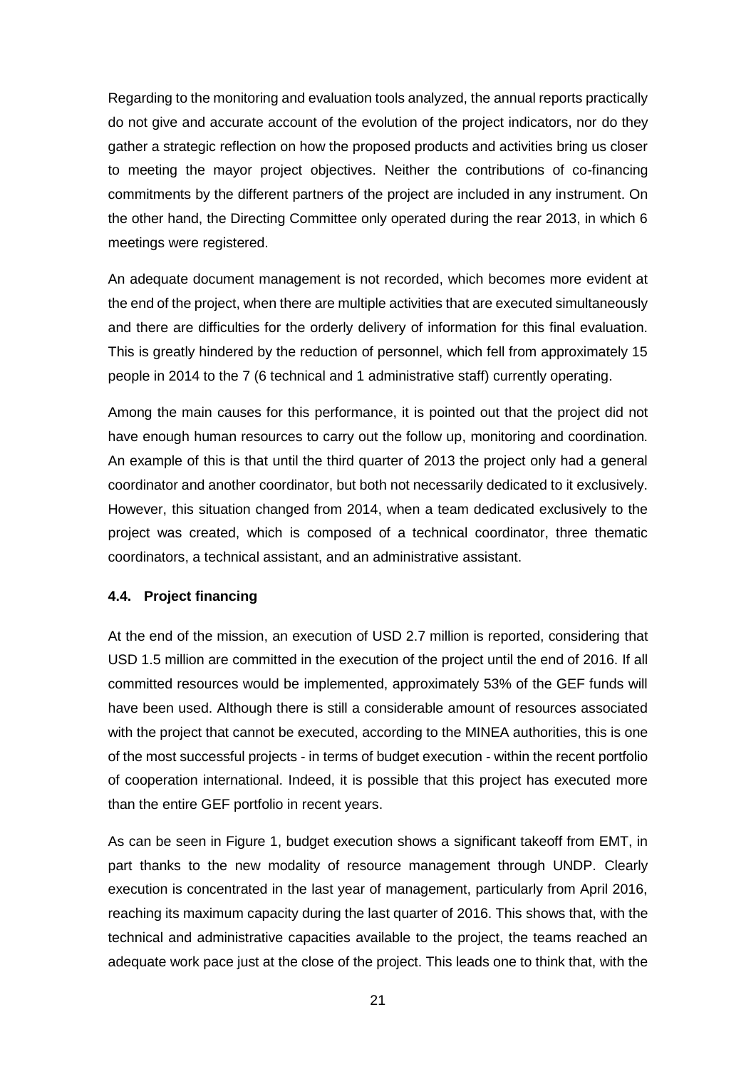Regarding to the monitoring and evaluation tools analyzed, the annual reports practically do not give and accurate account of the evolution of the project indicators, nor do they gather a strategic reflection on how the proposed products and activities bring us closer to meeting the mayor project objectives. Neither the contributions of co-financing commitments by the different partners of the project are included in any instrument. On the other hand, the Directing Committee only operated during the rear 2013, in which 6 meetings were registered.

An adequate document management is not recorded, which becomes more evident at the end of the project, when there are multiple activities that are executed simultaneously and there are difficulties for the orderly delivery of information for this final evaluation. This is greatly hindered by the reduction of personnel, which fell from approximately 15 people in 2014 to the 7 (6 technical and 1 administrative staff) currently operating.

Among the main causes for this performance, it is pointed out that the project did not have enough human resources to carry out the follow up, monitoring and coordination. An example of this is that until the third quarter of 2013 the project only had a general coordinator and another coordinator, but both not necessarily dedicated to it exclusively. However, this situation changed from 2014, when a team dedicated exclusively to the project was created, which is composed of a technical coordinator, three thematic coordinators, a technical assistant, and an administrative assistant.

### 4.4. Project financing

At the end of the mission, an execution of USD 2.7 million is reported, considering that USD 1.5 million are committed in the execution of the project until the end of 2016. If all committed resources would be implemented, approximately 53% of the GEF funds will have been used. Although there is still a considerable amount of resources associated with the project that cannot be executed, according to the MINEA authorities, this is one of the most successful projects - in terms of budget execution - within the recent portfolio of cooperation international. Indeed, it is possible that this project has executed more than the entire GEF portfolio in recent years.

As can be seen in Figure 1, budget execution shows a significant takeoff from EMT, in part thanks to the new modality of resource management through UNDP. Clearly execution is concentrated in the last year of management, particularly from April 2016, reaching its maximum capacity during the last quarter of 2016. This shows that, with the technical and administrative capacities available to the project, the teams reached an adequate work pace just at the close of the project. This leads one to think that, with the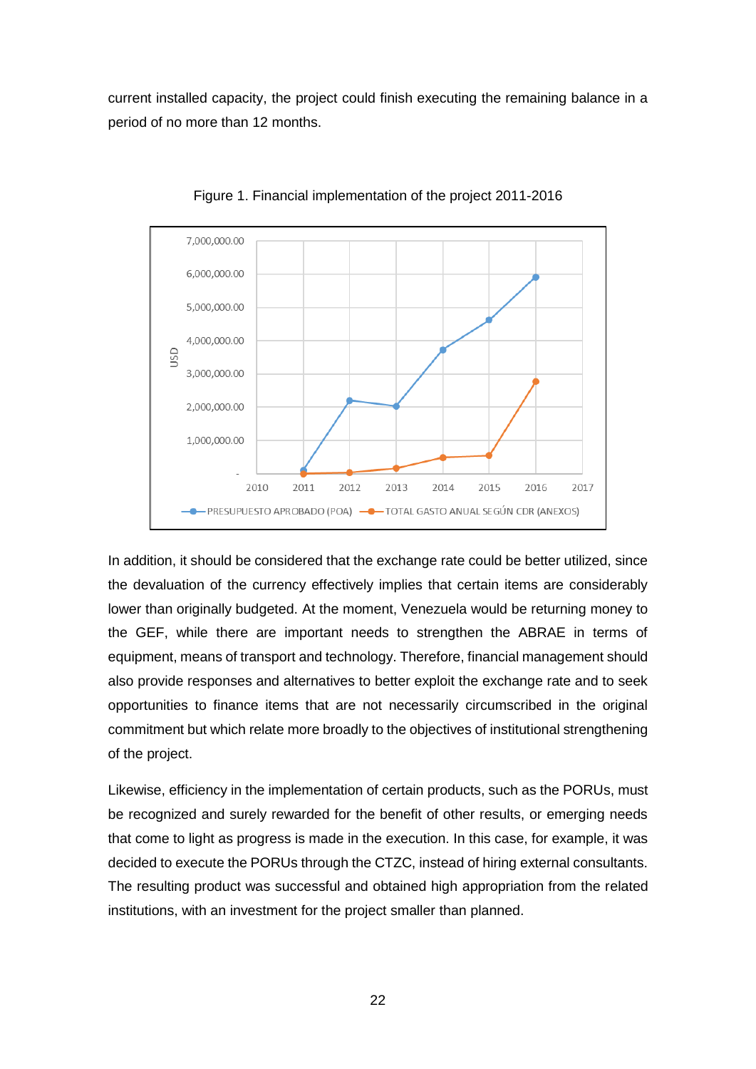current installed capacity, the project could finish executing the remaining balance in a period of no more than 12 months.

Figure 1. Financial implementation of the project 2011-2016

In addition, it should be considered that the exchange rate could be better utilized, since the devaluation of the currency effectively implies that certain items are considerably lower than originally budgeted. At the moment, Venezuela would be returning money to the GEF, while there are important needs to strengthen the ABRAE in terms of equipment, means of transport and technology. Therefore, financial management should also provide responses and alternatives to better exploit the exchange rate and to seek opportunities to finance items that are not necessarily circumscribed in the original commitment but which relate more broadly to the objectives of institutional strengthening of the project.

Likewise, efficiency in the implementation of certain products, such as the PORUs, must be recognized and surely rewarded for the benefit of other results, or emerging needs that come to light as progress is made in the execution. In this case, for example, it was decided to execute the PORUs through the CTZC, instead of hiring external consultants. The resulting product was successful and obtained high appropriation from the related institutions, with an investment for the project smaller than planned.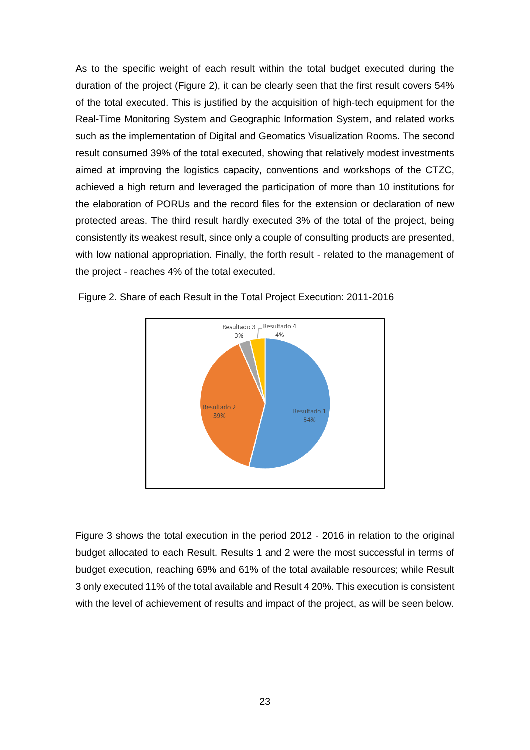As to the specific weight of each result within the total budget executed during the duration of the project (Figure 2), it can be clearly seen that the first result covers 54% of the total executed. This is justified by the acquisition of high-tech equipment for the Real-Time Monitoring System and Geographic Information System, and related works such as the implementation of Digital and Geomatics Visualization Rooms. The second result consumed 39% of the total executed, showing that relatively modest investments aimed at improving the logistics capacity, conventions and workshops of the CTZC, achieved a high return and leveraged the participation of more than 10 institutions for the elaboration of PORUs and the record files for the extension or declaration of new protected areas. The third result hardly executed 3% of the total of the project, being consistently its weakest result, since only a couple of consulting products are presented, with low national appropriation. Finally, the forth result - related to the management of the project - reaches 4% of the total executed.

Figure 2. Share of each Result in the Total Project Execution: 2011-2016

| Result | Share |
|---|---|
| Resultado 1 | 54% |
| Resultado 2 | 39% |
| Resultado 3 | 3% |
| Resultado 4 | 4% |

Figure 3 shows the total execution in the period 2012 - 2016 in relation to the original budget allocated to each Result. Results 1 and 2 were the most successful in terms of budget execution, reaching 69% and 61% of the total available resources; while Result 3 only executed 11% of the total available and Result 4 20%. This execution is consistent with the level of achievement of results and impact of the project, as will be seen below.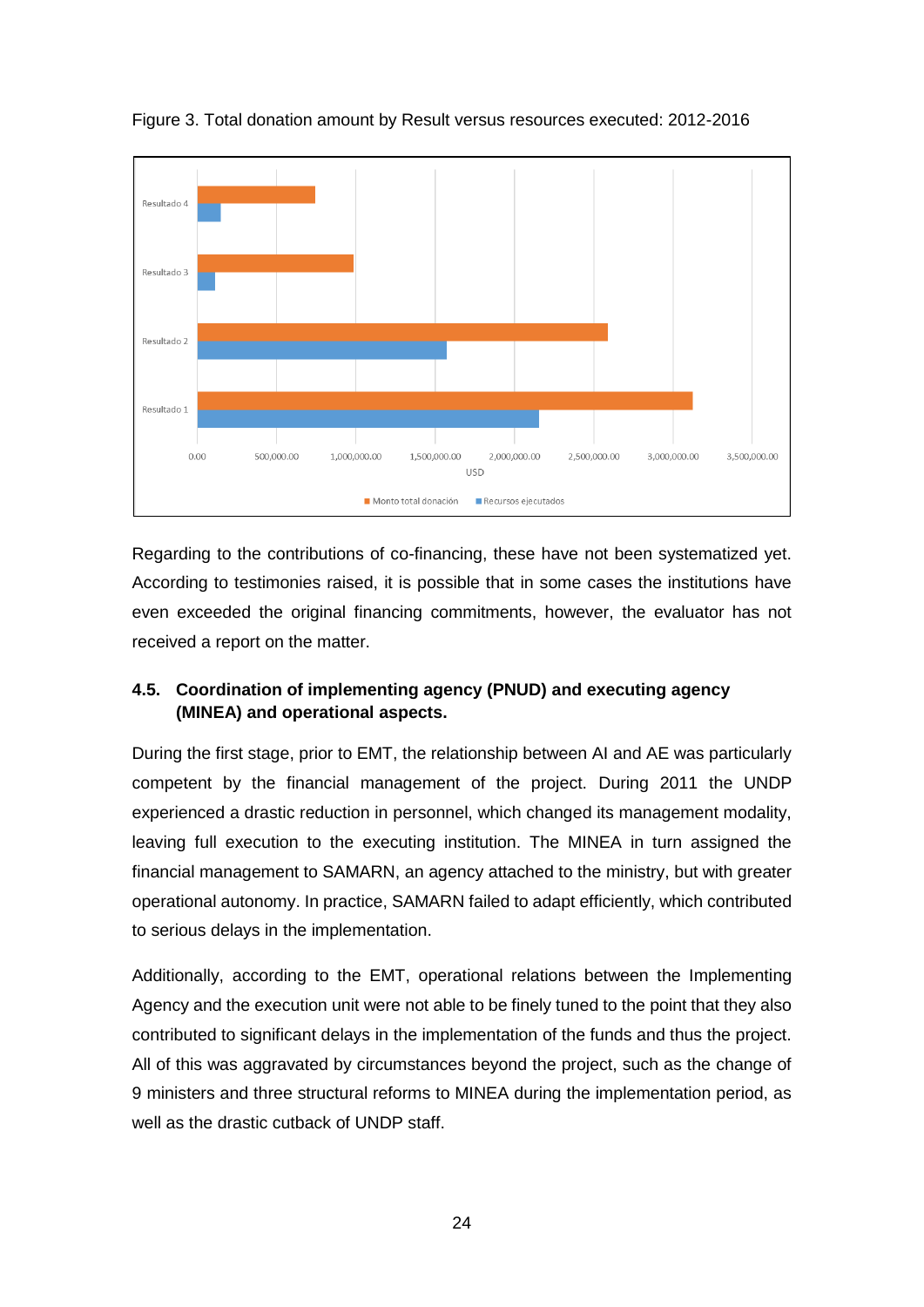Figure 3. Total donation amount by Result versus resources executed: 2012-2016

Regarding to the contributions of co-financing, these have not been systematized yet. According to testimonies raised, it is possible that in some cases the institutions have even exceeded the original financing commitments, however, the evaluator has not received a report on the matter.

### 4.5. Coordination of implementing agency (PNUD) and executing agency (MINEA) and operational aspects.

During the first stage, prior to EMT, the relationship between AI and AE was particularly competent by the financial management of the project. During 2011 the UNDP experienced a drastic reduction in personnel, which changed its management modality, leaving full execution to the executing institution. The MINEA in turn assigned the financial management to SAMARN, an agency attached to the ministry, but with greater operational autonomy. In practice, SAMARN failed to adapt efficiently, which contributed to serious delays in the implementation.

Additionally, according to the EMT, operational relations between the Implementing Agency and the execution unit were not able to be finely tuned to the point that they also contributed to significant delays in the implementation of the funds and thus the project. All of this was aggravated by circumstances beyond the project, such as the change of 9 ministers and three structural reforms to MINEA during the implementation period, as well as the drastic cutback of UNDP staff.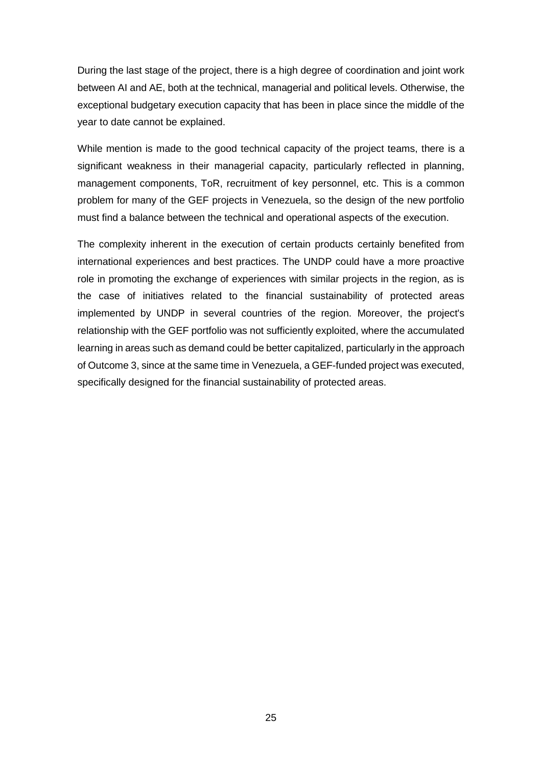During the last stage of the project, there is a high degree of coordination and joint work between AI and AE, both at the technical, managerial and political levels. Otherwise, the exceptional budgetary execution capacity that has been in place since the middle of the year to date cannot be explained.

While mention is made to the good technical capacity of the project teams, there is a significant weakness in their managerial capacity, particularly reflected in planning, management components, ToR, recruitment of key personnel, etc. This is a common problem for many of the GEF projects in Venezuela, so the design of the new portfolio must find a balance between the technical and operational aspects of the execution.

The complexity inherent in the execution of certain products certainly benefited from international experiences and best practices. The UNDP could have a more proactive role in promoting the exchange of experiences with similar projects in the region, as is the case of initiatives related to the financial sustainability of protected areas implemented by UNDP in several countries of the region. Moreover, the project's relationship with the GEF portfolio was not sufficiently exploited, where the accumulated learning in areas such as demand could be better capitalized, particularly in the approach of Outcome 3, since at the same time in Venezuela, a GEF-funded project was executed, specifically designed for the financial sustainability of protected areas.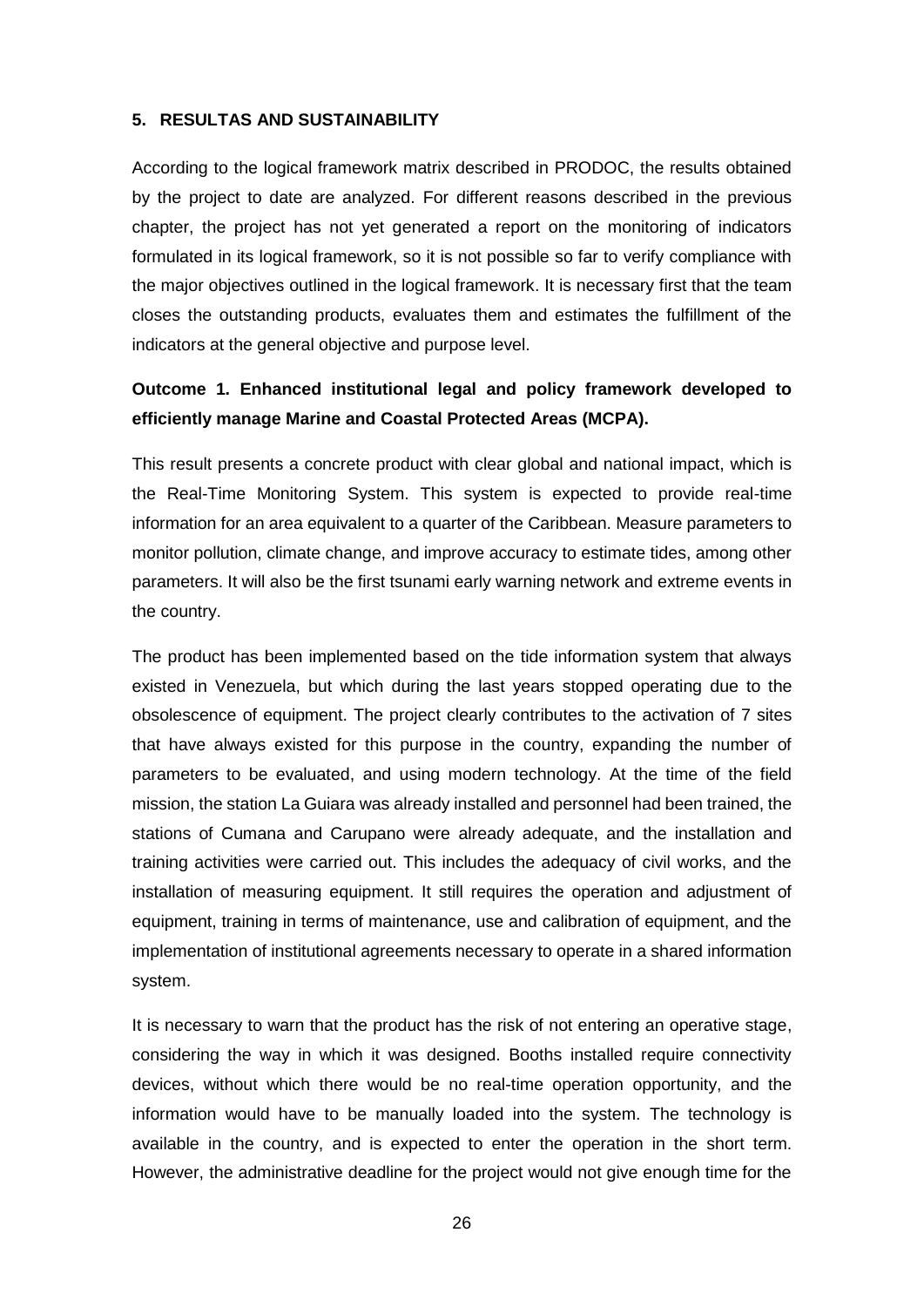## 5. RESULTAS AND SUSTAINABILITY

According to the logical framework matrix described in PRODOC, the results obtained by the project to date are analyzed. For different reasons described in the previous chapter, the project has not yet generated a report on the monitoring of indicators formulated in its logical framework, so it is not possible so far to verify compliance with the major objectives outlined in the logical framework. It is necessary first that the team closes the outstanding products, evaluates them and estimates the fulfillment of the indicators at the general objective and purpose level.

### Outcome 1. Enhanced institutional legal and policy framework developed to efficiently manage Marine and Coastal Protected Areas (MCPA).

This result presents a concrete product with clear global and national impact, which is the Real-Time Monitoring System. This system is expected to provide real-time information for an area equivalent to a quarter of the Caribbean. Measure parameters to monitor pollution, climate change, and improve accuracy to estimate tides, among other parameters. It will also be the first tsunami early warning network and extreme events in the country.

The product has been implemented based on the tide information system that always existed in Venezuela, but which during the last years stopped operating due to the obsolescence of equipment. The project clearly contributes to the activation of 7 sites that have always existed for this purpose in the country, expanding the number of parameters to be evaluated, and using modern technology. At the time of the field mission, the station La Guiara was already installed and personnel had been trained, the stations of Cumana and Carupano were already adequate, and the installation and training activities were carried out. This includes the adequacy of civil works, and the installation of measuring equipment. It still requires the operation and adjustment of equipment, training in terms of maintenance, use and calibration of equipment, and the implementation of institutional agreements necessary to operate in a shared information system.

It is necessary to warn that the product has the risk of not entering an operative stage, considering the way in which it was designed. Booths installed require connectivity devices, without which there would be no real-time operation opportunity, and the information would have to be manually loaded into the system. The technology is available in the country, and is expected to enter the operation in the short term. However, the administrative deadline for the project would not give enough time for the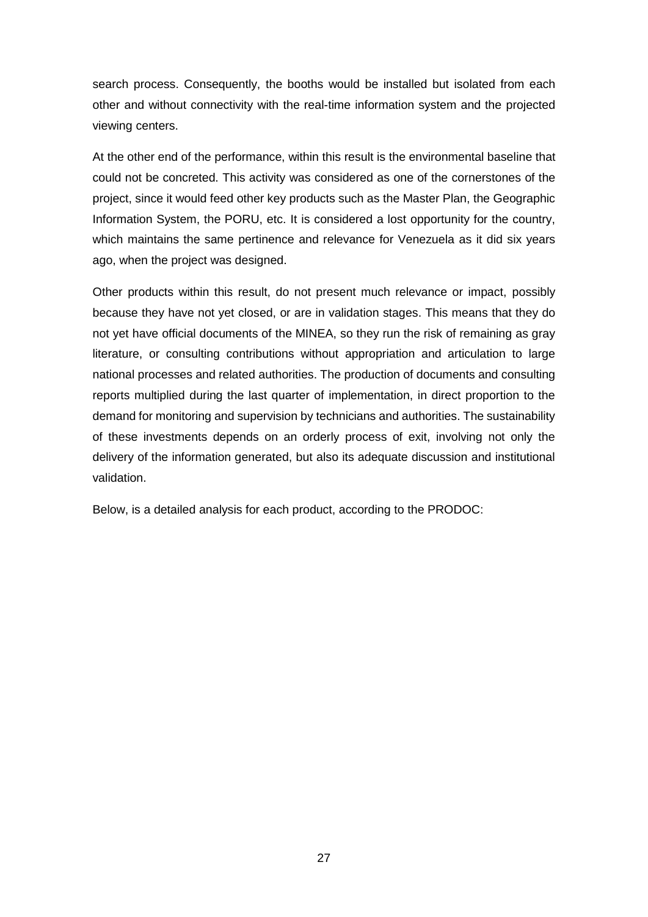search process. Consequently, the booths would be installed but isolated from each other and without connectivity with the real-time information system and the projected viewing centers.

At the other end of the performance, within this result is the environmental baseline that could not be concreted. This activity was considered as one of the cornerstones of the project, since it would feed other key products such as the Master Plan, the Geographic Information System, the PORU, etc. It is considered a lost opportunity for the country, which maintains the same pertinence and relevance for Venezuela as it did six years ago, when the project was designed.

Other products within this result, do not present much relevance or impact, possibly because they have not yet closed, or are in validation stages. This means that they do not yet have official documents of the MINEA, so they run the risk of remaining as gray literature, or consulting contributions without appropriation and articulation to large national processes and related authorities. The production of documents and consulting reports multiplied during the last quarter of implementation, in direct proportion to the demand for monitoring and supervision by technicians and authorities. The sustainability of these investments depends on an orderly process of exit, involving not only the delivery of the information generated, but also its adequate discussion and institutional validation.

Below, is a detailed analysis for each product, according to the PRODOC: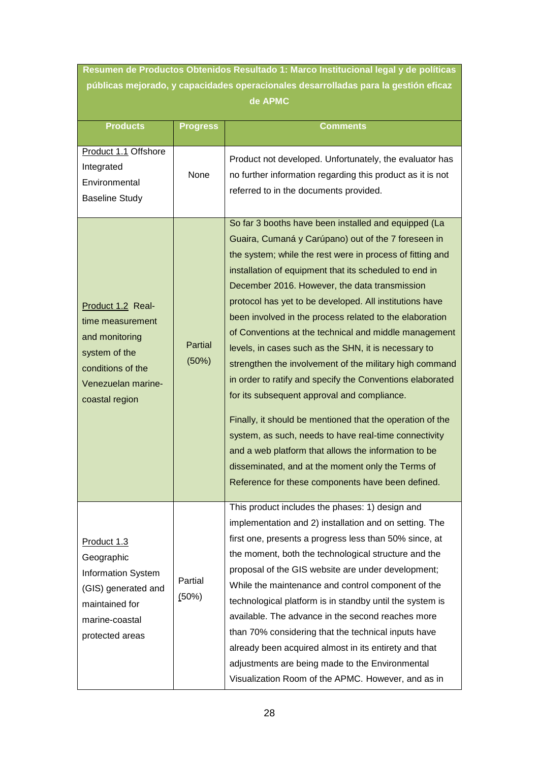| Resumen de Productos Obtenidos Resultado 1: Marco Institucional legal y de políticas públicas mejorado, y capacidades operacionales desarrolladas para la gestión eficaz de APMC | | |
|---|---|---|
| **Products** | **Progress** | **Comments** |
| Product 1.1 Offshore Integrated Environmental Baseline Study | None | Product not developed. Unfortunately, the evaluator has no further information regarding this product as it is not referred to in the documents provided. |
| Product 1.2 Real-time measurement and monitoring system of the conditions of the Venezuelan marine-coastal region | Partial (50%) | So far 3 booths have been installed and equipped (La Guaira, Cumaná y Carúpano) out of the 7 foreseen in the system; while the rest were in process of fitting and installation of equipment that its scheduled to end in December 2016. However, the data transmission protocol has yet to be developed. All institutions have been involved in the process related to the elaboration of Conventions at the technical and middle management levels, in cases such as the SHN, it is necessary to strengthen the involvement of the military high command in order to ratify and specify the Conventions elaborated for its subsequent approval and compliance.<br><br>Finally, it should be mentioned that the operation of the system, as such, needs to have real-time connectivity and a web platform that allows the information to be disseminated, and at the moment only the Terms of Reference for these components have been defined. |
| Product 1.3 Geographic Information System (GIS) generated and maintained for marine-coastal protected areas | Partial (50%) | This product includes the phases: 1) design and implementation and 2) installation and on setting. The first one, presents a progress less than 50% since, at the moment, both the technological structure and the proposal of the GIS website are under development; While the maintenance and control component of the technological platform is in standby until the system is available. The advance in the second reaches more than 70% considering that the technical inputs have already been acquired almost in its entirety and that adjustments are being made to the Environmental Visualization Room of the APMC. However, and as in |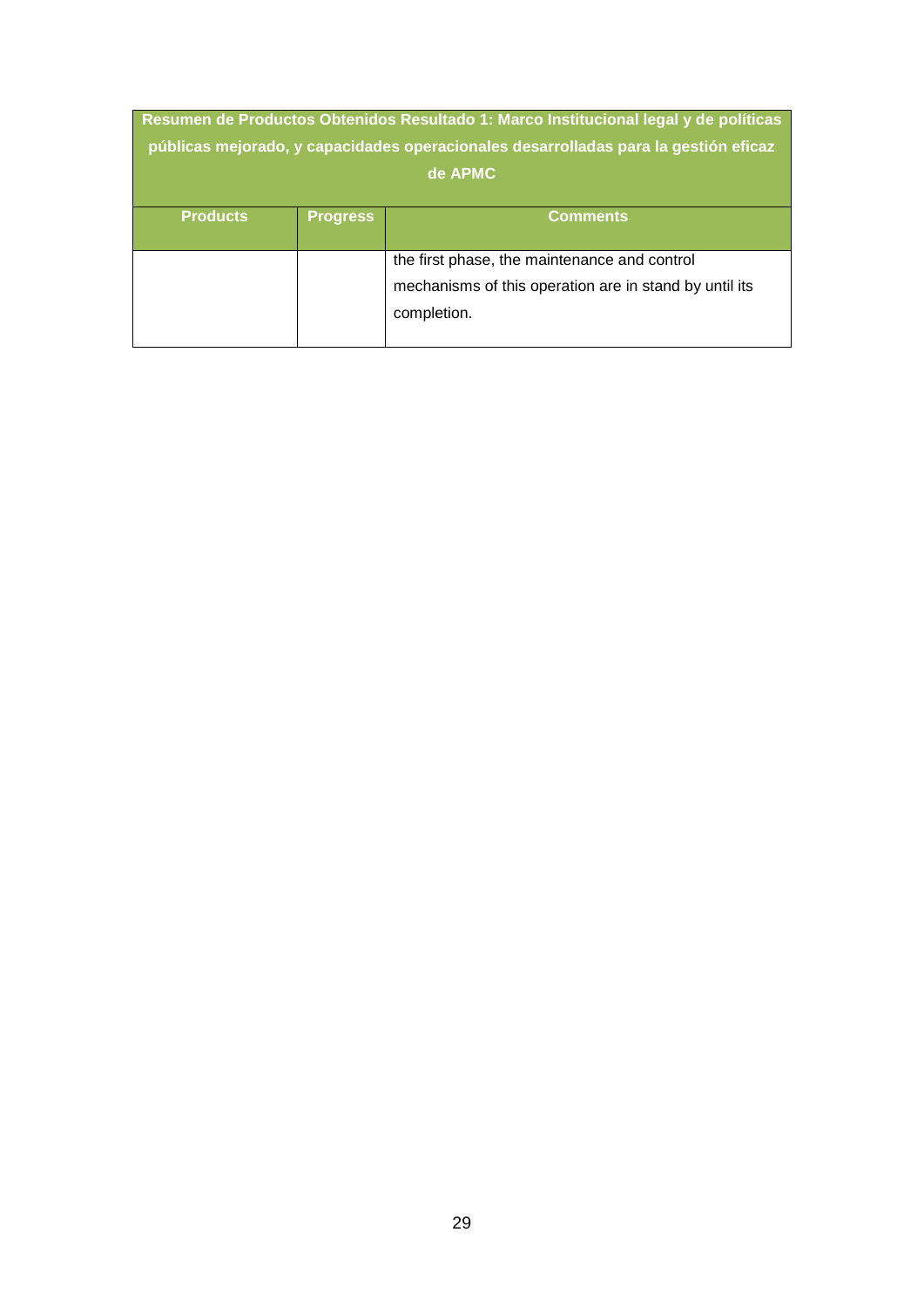| Resumen de Productos Obtenidos Resultado 1: Marco Institucional legal y de políticas públicas mejorado, y capacidades operacionales desarrolladas para la gestión eficaz de APMC | | |
|---|---|---|
| **Products** | **Progress** | **Comments** |
| | | the first phase, the maintenance and control mechanisms of this operation are in stand by until its completion. |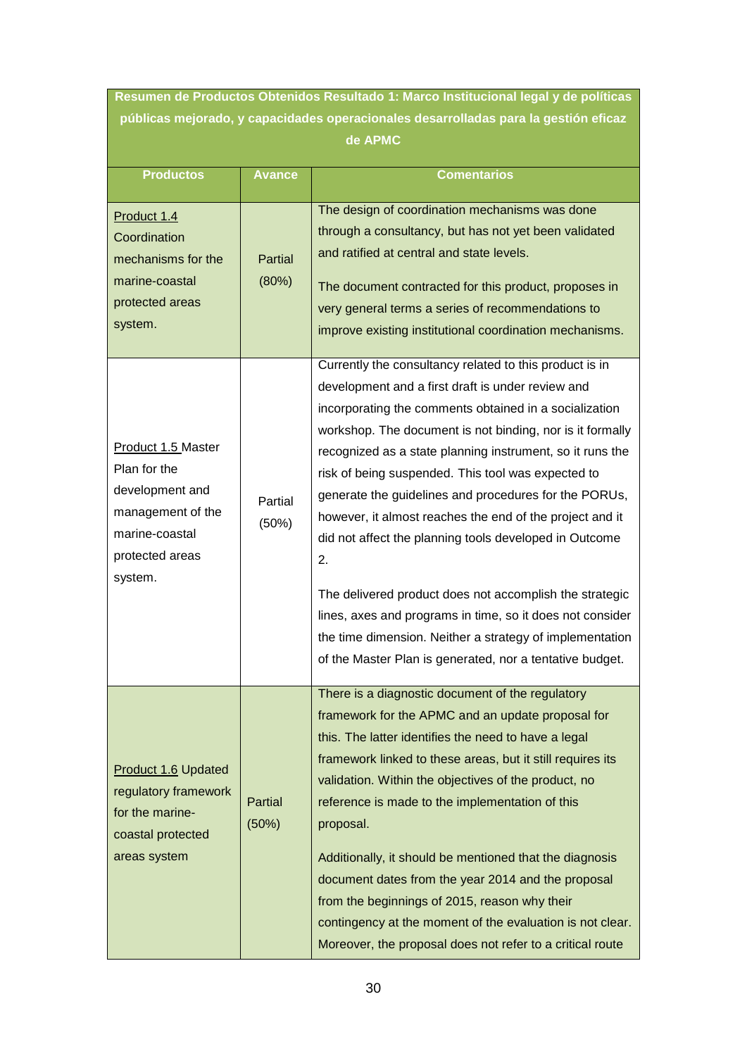| Resumen de Productos Obtenidos Resultado 1: Marco Institucional legal y de políticas públicas mejorado, y capacidades operacionales desarrolladas para la gestión eficaz de APMC | | |
|---|---|---|
| **Productos** | **Avance** | **Comentarios** |
| Product 1.4 Coordination mechanisms for the marine-coastal protected areas system. | Partial (80%) | The design of coordination mechanisms was done through a consultancy, but has not yet been validated and ratified at central and state levels.<br><br>The document contracted for this product, proposes in very general terms a series of recommendations to improve existing institutional coordination mechanisms. |
| Product 1.5 Master Plan for the development and management of the marine-coastal protected areas system. | Partial (50%) | Currently the consultancy related to this product is in development and a first draft is under review and incorporating the comments obtained in a socialization workshop. The document is not binding, nor is it formally recognized as a state planning instrument, so it runs the risk of being suspended. This tool was expected to generate the guidelines and procedures for the PORUs, however, it almost reaches the end of the project and it did not affect the planning tools developed in Outcome 2.<br><br>The delivered product does not accomplish the strategic lines, axes and programs in time, so it does not consider the time dimension. Neither a strategy of implementation of the Master Plan is generated, nor a tentative budget. |
| Product 1.6 Updated regulatory framework for the marine-coastal protected areas system | Partial (50%) | There is a diagnostic document of the regulatory framework for the APMC and an update proposal for this. The latter identifies the need to have a legal framework linked to these areas, but it still requires its validation. Within the objectives of the product, no reference is made to the implementation of this proposal.<br><br>Additionally, it should be mentioned that the diagnosis document dates from the year 2014 and the proposal from the beginnings of 2015, reason why their contingency at the moment of the evaluation is not clear. Moreover, the proposal does not refer to a critical route |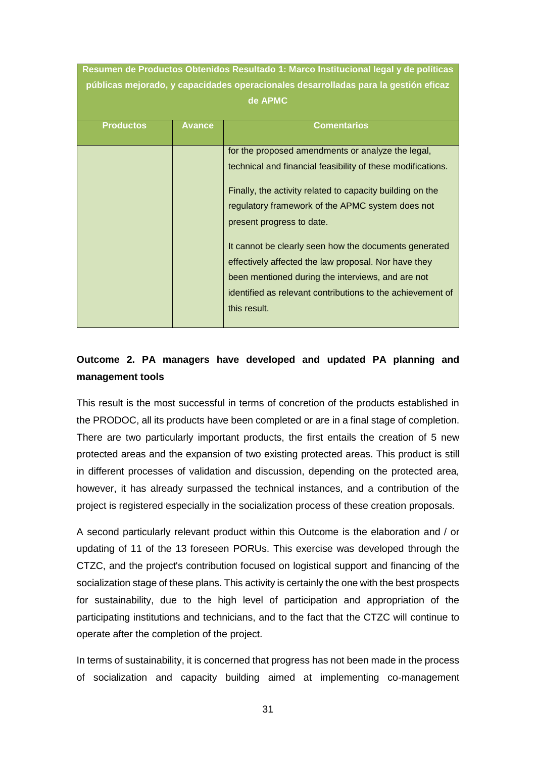| Resumen de Productos Obtenidos Resultado 1: Marco Institucional legal y de políticas públicas mejorado, y capacidades operacionales desarrolladas para la gestión eficaz de APMC | | |
|---|---|---|
| **Productos** | **Avance** | **Comentarios** |
| | | for the proposed amendments or analyze the legal, technical and financial feasibility of these modifications.<br><br>Finally, the activity related to capacity building on the regulatory framework of the APMC system does not present progress to date.<br><br>It cannot be clearly seen how the documents generated effectively affected the law proposal. Nor have they been mentioned during the interviews, and are not identified as relevant contributions to the achievement of this result. |

**Outcome 2. PA managers have developed and updated PA planning and management tools**

This result is the most successful in terms of concretion of the products established in the PRODOC, all its products have been completed or are in a final stage of completion. There are two particularly important products, the first entails the creation of 5 new protected areas and the expansion of two existing protected areas. This product is still in different processes of validation and discussion, depending on the protected area, however, it has already surpassed the technical instances, and a contribution of the project is registered especially in the socialization process of these creation proposals.

A second particularly relevant product within this Outcome is the elaboration and / or updating of 11 of the 13 foreseen PORUs. This exercise was developed through the CTZC, and the project's contribution focused on logistical support and financing of the socialization stage of these plans. This activity is certainly the one with the best prospects for sustainability, due to the high level of participation and appropriation of the participating institutions and technicians, and to the fact that the CTZC will continue to operate after the completion of the project.

In terms of sustainability, it is concerned that progress has not been made in the process of socialization and capacity building aimed at implementing co-management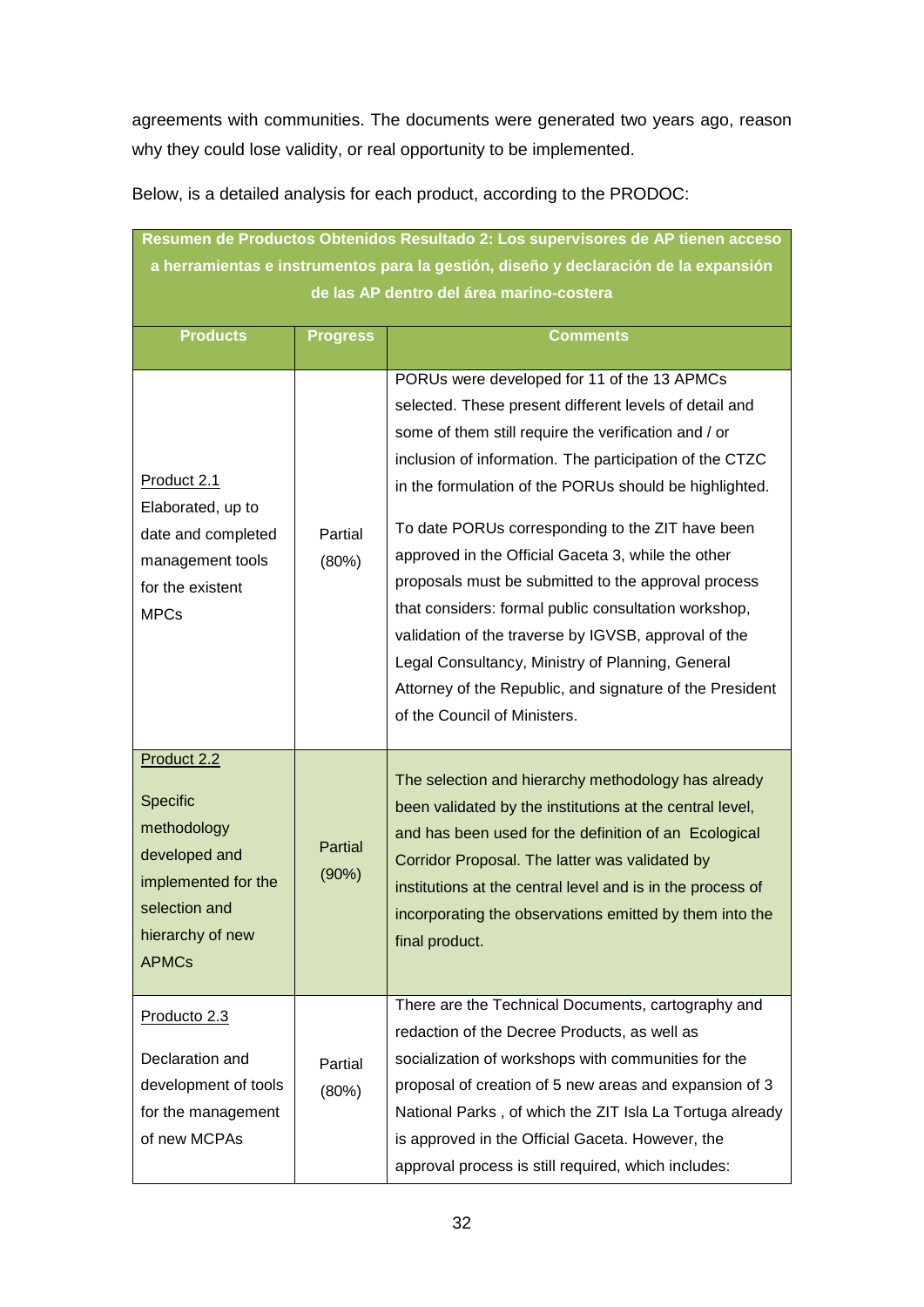agreements with communities. The documents were generated two years ago, reason why they could lose validity, or real opportunity to be implemented.

Below, is a detailed analysis for each product, according to the PRODOC:

| **Resumen de Productos Obtenidos Resultado 2: Los supervisores de AP tienen acceso a herramientas e instrumentos para la gestión, diseño y declaración de la expansión de las AP dentro del área marino-costera** | | |
|---|---|---|
| **Products** | **Progress** | **Comments** |
| Product 2.1<br>Elaborated, up to date and completed management tools for the existent MPCs | Partial (80%) | PORUs were developed for 11 of the 13 APMCs selected. These present different levels of detail and some of them still require the verification and / or inclusion of information. The participation of the CTZC in the formulation of the PORUs should be highlighted.<br><br>To date PORUs corresponding to the ZIT have been approved in the Official Gaceta 3, while the other proposals must be submitted to the approval process that considers: formal public consultation workshop, validation of the traverse by IGVSB, approval of the Legal Consultancy, Ministry of Planning, General Attorney of the Republic, and signature of the President of the Council of Ministers. |
| Product 2.2<br><br>Specific methodology developed and implemented for the selection and hierarchy of new APMCs | Partial (90%) | The selection and hierarchy methodology has already been validated by the institutions at the central level, and has been used for the definition of an Ecological Corridor Proposal. The latter was validated by institutions at the central level and is in the process of incorporating the observations emitted by them into the final product. |
| Producto 2.3<br><br>Declaration and development of tools for the management of new MCPAs | Partial (80%) | There are the Technical Documents, cartography and redaction of the Decree Products, as well as socialization of workshops with communities for the proposal of creation of 5 new areas and expansion of 3 National Parks , of which the ZIT Isla La Tortuga already is approved in the Official Gaceta. However, the approval process is still required, which includes: |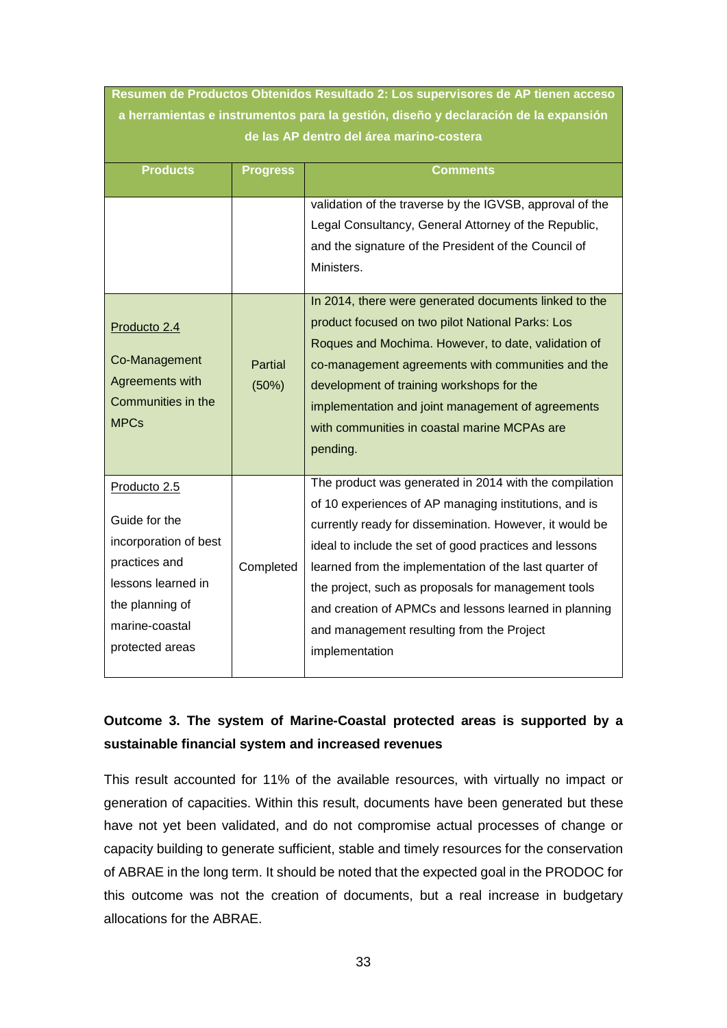| Resumen de Productos Obtenidos Resultado 2: Los supervisores de AP tienen acceso a herramientas e instrumentos para la gestión, diseño y declaración de la expansión de las AP dentro del área marino-costera | | |
|---|---|---|
| **Products** | **Progress** | **Comments** |
| | | validation of the traverse by the IGVSB, approval of the Legal Consultancy, General Attorney of the Republic, and the signature of the President of the Council of Ministers. |
| Producto 2.4<br><br>Co-Management Agreements with Communities in the MPCs | Partial (50%) | In 2014, there were generated documents linked to the product focused on two pilot National Parks: Los Roques and Mochima. However, to date, validation of co-management agreements with communities and the development of training workshops for the implementation and joint management of agreements with communities in coastal marine MCPAs are pending. |
| Producto 2.5<br><br>Guide for the incorporation of best practices and lessons learned in the planning of marine-coastal protected areas | Completed | The product was generated in 2014 with the compilation of 10 experiences of AP managing institutions, and is currently ready for dissemination. However, it would be ideal to include the set of good practices and lessons learned from the implementation of the last quarter of the project, such as proposals for management tools and creation of APMCs and lessons learned in planning and management resulting from the Project implementation |

**Outcome 3. The system of Marine-Coastal protected areas is supported by a sustainable financial system and increased revenues**

This result accounted for 11% of the available resources, with virtually no impact or generation of capacities. Within this result, documents have been generated but these have not yet been validated, and do not compromise actual processes of change or capacity building to generate sufficient, stable and timely resources for the conservation of ABRAE in the long term. It should be noted that the expected goal in the PRODOC for this outcome was not the creation of documents, but a real increase in budgetary allocations for the ABRAE.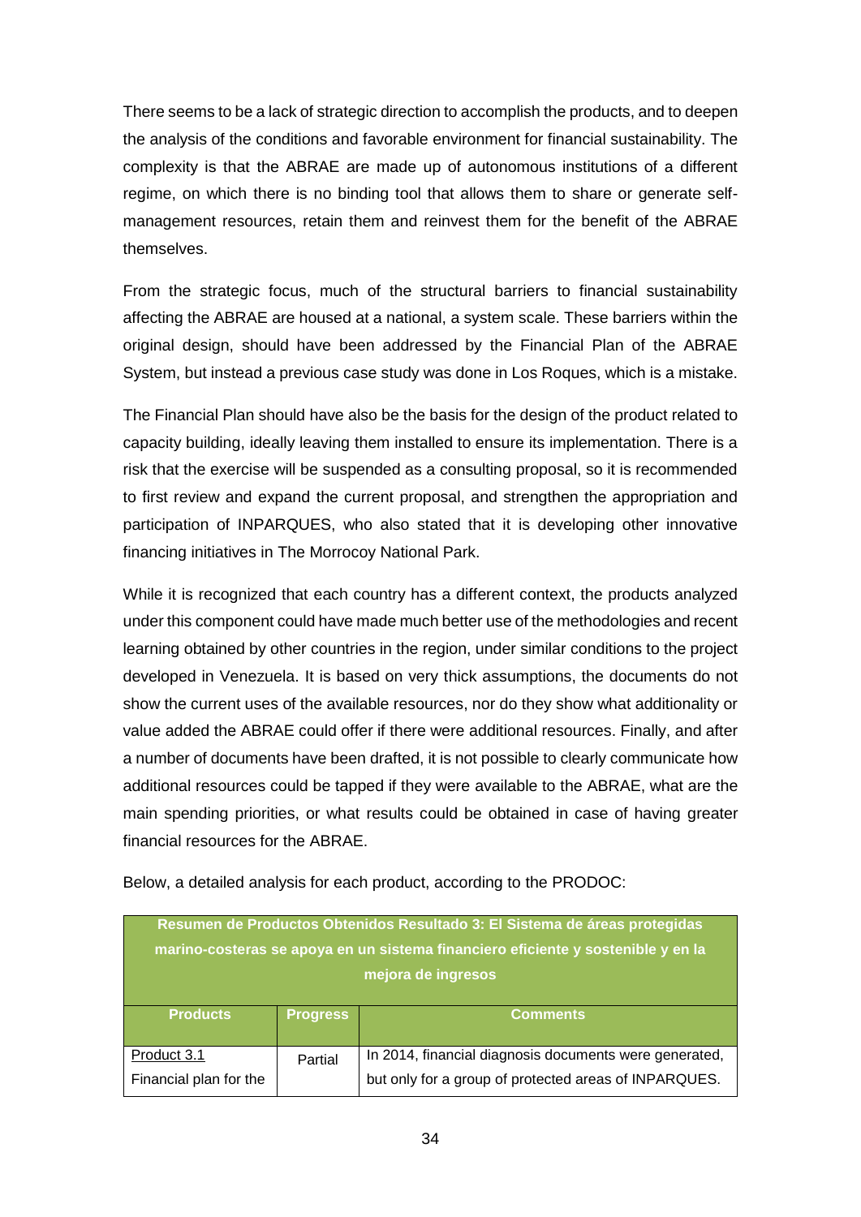There seems to be a lack of strategic direction to accomplish the products, and to deepen the analysis of the conditions and favorable environment for financial sustainability. The complexity is that the ABRAE are made up of autonomous institutions of a different regime, on which there is no binding tool that allows them to share or generate self-management resources, retain them and reinvest them for the benefit of the ABRAE themselves.

From the strategic focus, much of the structural barriers to financial sustainability affecting the ABRAE are housed at a national, a system scale. These barriers within the original design, should have been addressed by the Financial Plan of the ABRAE System, but instead a previous case study was done in Los Roques, which is a mistake.

The Financial Plan should have also be the basis for the design of the product related to capacity building, ideally leaving them installed to ensure its implementation. There is a risk that the exercise will be suspended as a consulting proposal, so it is recommended to first review and expand the current proposal, and strengthen the appropriation and participation of INPARQUES, who also stated that it is developing other innovative financing initiatives in The Morrocoy National Park.

While it is recognized that each country has a different context, the products analyzed under this component could have made much better use of the methodologies and recent learning obtained by other countries in the region, under similar conditions to the project developed in Venezuela. It is based on very thick assumptions, the documents do not show the current uses of the available resources, nor do they show what additionality or value added the ABRAE could offer if there were additional resources. Finally, and after a number of documents have been drafted, it is not possible to clearly communicate how additional resources could be tapped if they were available to the ABRAE, what are the main spending priorities, or what results could be obtained in case of having greater financial resources for the ABRAE.

Below, a detailed analysis for each product, according to the PRODOC:

| **Resumen de Productos Obtenidos Resultado 3: El Sistema de áreas protegidas marino-costeras se apoya en un sistema financiero eficiente y sostenible y en la mejora de ingresos** | | |
|---|---|---|
| **Products** | **Progress** | **Comments** |
| Product 3.1<br>Financial plan for the | Partial | In 2014, financial diagnosis documents were generated, but only for a group of protected areas of INPARQUES. |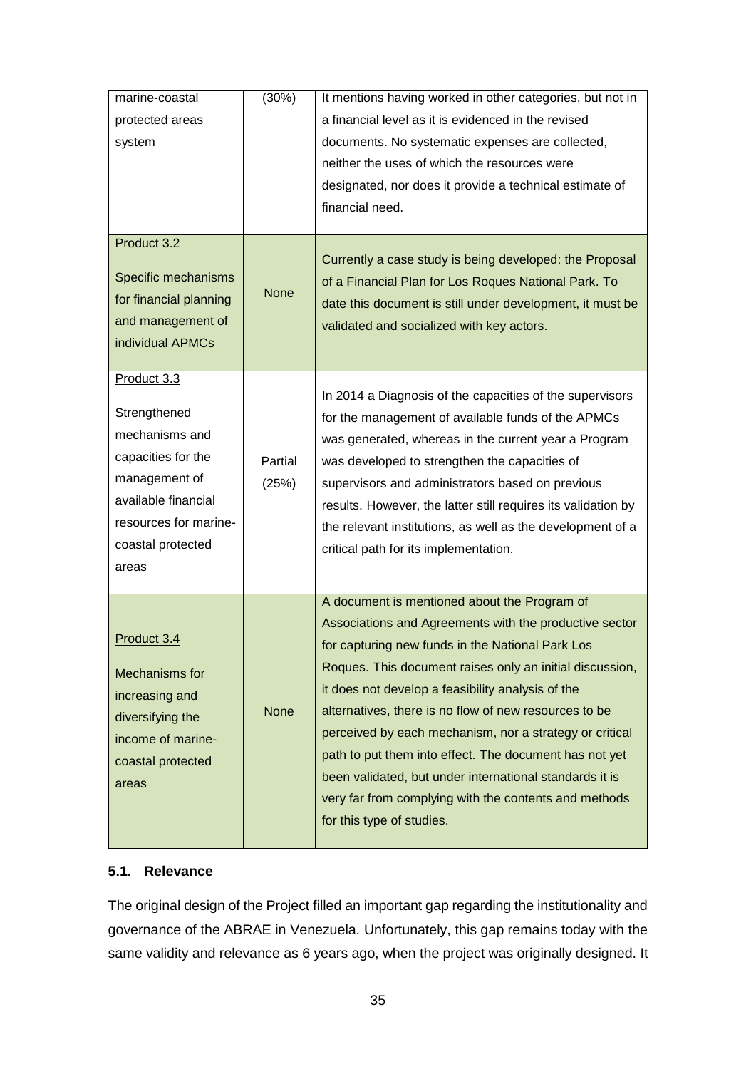| | | |
|---|---|---|
| marine-coastal protected areas system | (30%) | It mentions having worked in other categories, but not in a financial level as it is evidenced in the revised documents. No systematic expenses are collected, neither the uses of which the resources were designated, nor does it provide a technical estimate of financial need. |
| Product 3.2<br><br>Specific mechanisms for financial planning and management of individual APMCs | None | Currently a case study is being developed: the Proposal of a Financial Plan for Los Roques National Park. To date this document is still under development, it must be validated and socialized with key actors. |
| Product 3.3<br><br>Strengthened mechanisms and capacities for the management of available financial resources for marine-coastal protected areas | Partial (25%) | In 2014 a Diagnosis of the capacities of the supervisors for the management of available funds of the APMCs was generated, whereas in the current year a Program was developed to strengthen the capacities of supervisors and administrators based on previous results. However, the latter still requires its validation by the relevant institutions, as well as the development of a critical path for its implementation. |
| Product 3.4<br><br>Mechanisms for increasing and diversifying the income of marine-coastal protected areas | None | A document is mentioned about the Program of Associations and Agreements with the productive sector for capturing new funds in the National Park Los Roques. This document raises only an initial discussion, it does not develop a feasibility analysis of the alternatives, there is no flow of new resources to be perceived by each mechanism, nor a strategy or critical path to put them into effect. The document has not yet been validated, but under international standards it is very far from complying with the contents and methods for this type of studies. |

### 5.1. Relevance

The original design of the Project filled an important gap regarding the institutionality and governance of the ABRAE in Venezuela. Unfortunately, this gap remains today with the same validity and relevance as 6 years ago, when the project was originally designed. It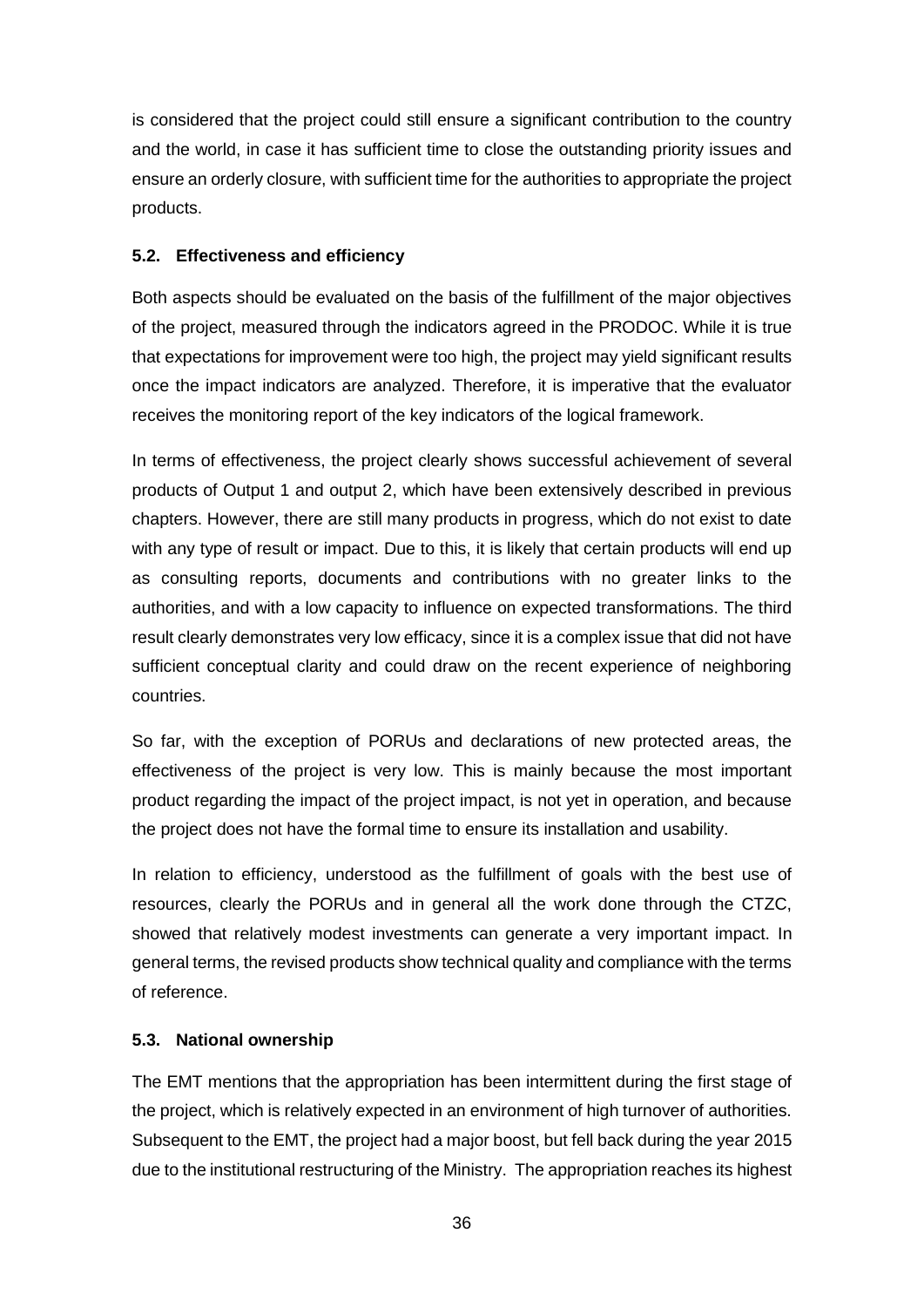is considered that the project could still ensure a significant contribution to the country and the world, in case it has sufficient time to close the outstanding priority issues and ensure an orderly closure, with sufficient time for the authorities to appropriate the project products.

### 5.2. Effectiveness and efficiency

Both aspects should be evaluated on the basis of the fulfillment of the major objectives of the project, measured through the indicators agreed in the PRODOC. While it is true that expectations for improvement were too high, the project may yield significant results once the impact indicators are analyzed. Therefore, it is imperative that the evaluator receives the monitoring report of the key indicators of the logical framework.

In terms of effectiveness, the project clearly shows successful achievement of several products of Output 1 and output 2, which have been extensively described in previous chapters. However, there are still many products in progress, which do not exist to date with any type of result or impact. Due to this, it is likely that certain products will end up as consulting reports, documents and contributions with no greater links to the authorities, and with a low capacity to influence on expected transformations. The third result clearly demonstrates very low efficacy, since it is a complex issue that did not have sufficient conceptual clarity and could draw on the recent experience of neighboring countries.

So far, with the exception of PORUs and declarations of new protected areas, the effectiveness of the project is very low. This is mainly because the most important product regarding the impact of the project impact, is not yet in operation, and because the project does not have the formal time to ensure its installation and usability.

In relation to efficiency, understood as the fulfillment of goals with the best use of resources, clearly the PORUs and in general all the work done through the CTZC, showed that relatively modest investments can generate a very important impact. In general terms, the revised products show technical quality and compliance with the terms of reference.

### 5.3. National ownership

The EMT mentions that the appropriation has been intermittent during the first stage of the project, which is relatively expected in an environment of high turnover of authorities. Subsequent to the EMT, the project had a major boost, but fell back during the year 2015 due to the institutional restructuring of the Ministry. The appropriation reaches its highest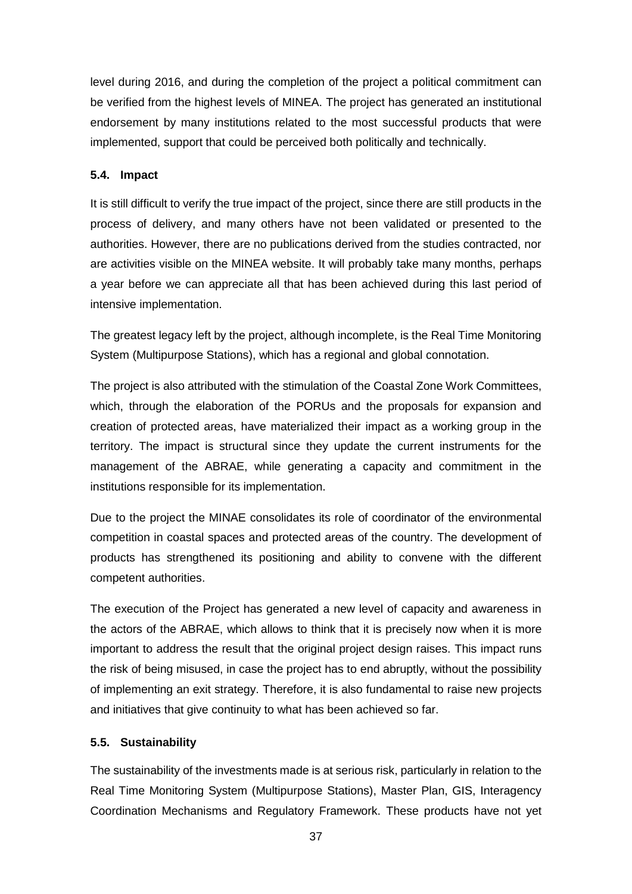level during 2016, and during the completion of the project a political commitment can be verified from the highest levels of MINEA. The project has generated an institutional endorsement by many institutions related to the most successful products that were implemented, support that could be perceived both politically and technically.

### 5.4. Impact

It is still difficult to verify the true impact of the project, since there are still products in the process of delivery, and many others have not been validated or presented to the authorities. However, there are no publications derived from the studies contracted, nor are activities visible on the MINEA website. It will probably take many months, perhaps a year before we can appreciate all that has been achieved during this last period of intensive implementation.

The greatest legacy left by the project, although incomplete, is the Real Time Monitoring System (Multipurpose Stations), which has a regional and global connotation.

The project is also attributed with the stimulation of the Coastal Zone Work Committees, which, through the elaboration of the PORUs and the proposals for expansion and creation of protected areas, have materialized their impact as a working group in the territory. The impact is structural since they update the current instruments for the management of the ABRAE, while generating a capacity and commitment in the institutions responsible for its implementation.

Due to the project the MINAE consolidates its role of coordinator of the environmental competition in coastal spaces and protected areas of the country. The development of products has strengthened its positioning and ability to convene with the different competent authorities.

The execution of the Project has generated a new level of capacity and awareness in the actors of the ABRAE, which allows to think that it is precisely now when it is more important to address the result that the original project design raises. This impact runs the risk of being misused, in case the project has to end abruptly, without the possibility of implementing an exit strategy. Therefore, it is also fundamental to raise new projects and initiatives that give continuity to what has been achieved so far.

### 5.5. Sustainability

The sustainability of the investments made is at serious risk, particularly in relation to the Real Time Monitoring System (Multipurpose Stations), Master Plan, GIS, Interagency Coordination Mechanisms and Regulatory Framework. These products have not yet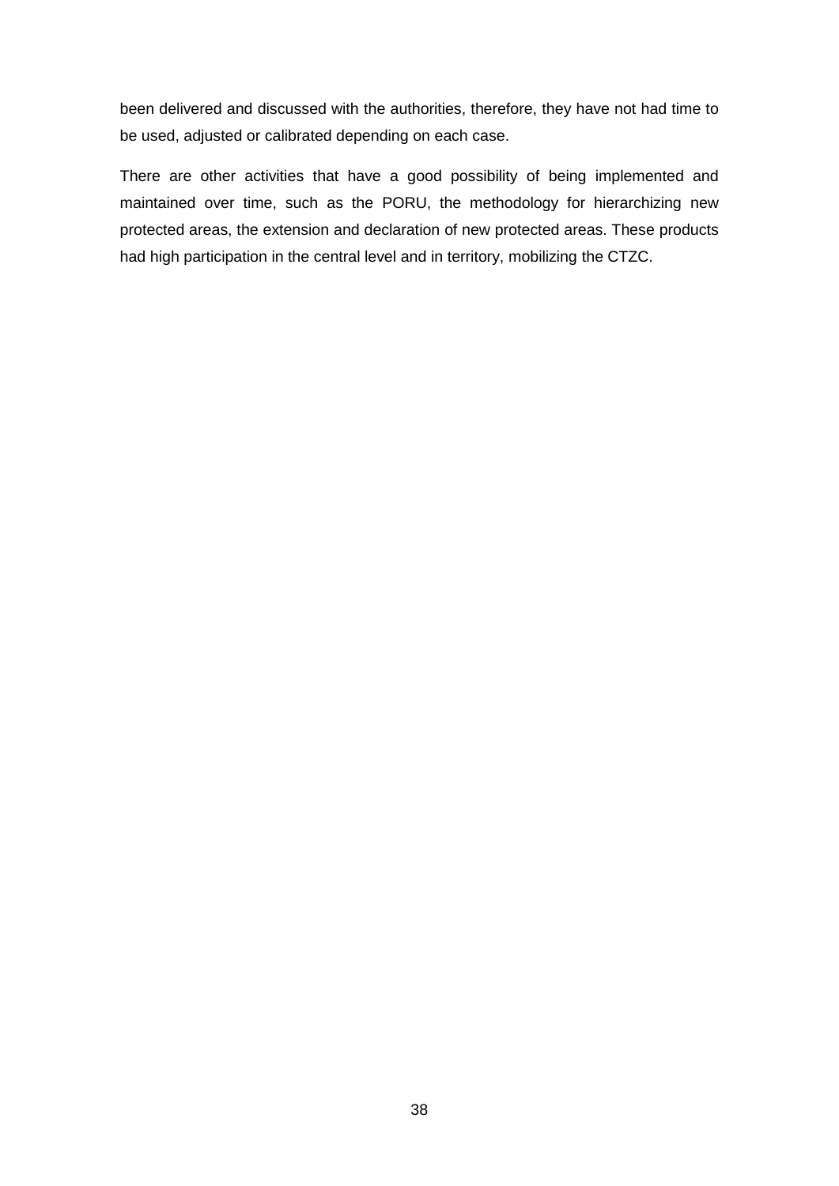been delivered and discussed with the authorities, therefore, they have not had time to be used, adjusted or calibrated depending on each case.

There are other activities that have a good possibility of being implemented and maintained over time, such as the PORU, the methodology for hierarchizing new protected areas, the extension and declaration of new protected areas. These products had high participation in the central level and in territory, mobilizing the CTZC.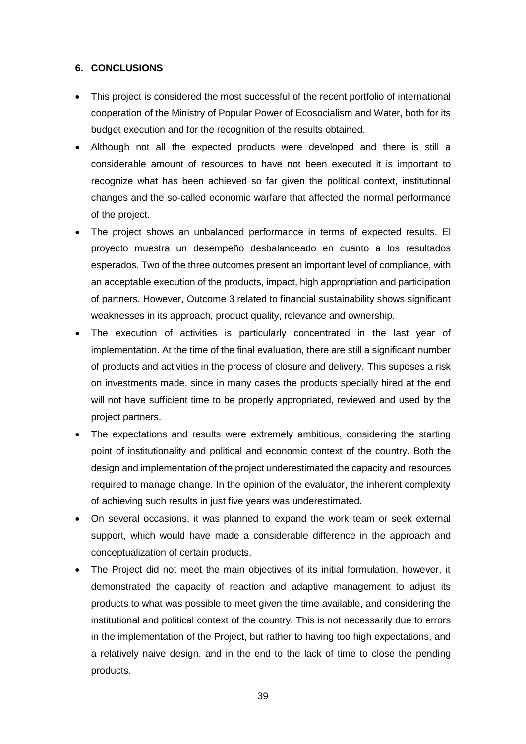## 6. CONCLUSIONS

- This project is considered the most successful of the recent portfolio of international cooperation of the Ministry of Popular Power of Ecosocialism and Water, both for its budget execution and for the recognition of the results obtained.
- Although not all the expected products were developed and there is still a considerable amount of resources to have not been executed it is important to recognize what has been achieved so far given the political context, institutional changes and the so-called economic warfare that affected the normal performance of the project.
- The project shows an unbalanced performance in terms of expected results. El proyecto muestra un desempeño desbalanceado en cuanto a los resultados esperados. Two of the three outcomes present an important level of compliance, with an acceptable execution of the products, impact, high appropriation and participation of partners. However, Outcome 3 related to financial sustainability shows significant weaknesses in its approach, product quality, relevance and ownership.
- The execution of activities is particularly concentrated in the last year of implementation. At the time of the final evaluation, there are still a significant number of products and activities in the process of closure and delivery. This suposes a risk on investments made, since in many cases the products specially hired at the end will not have sufficient time to be properly appropriated, reviewed and used by the project partners.
- The expectations and results were extremely ambitious, considering the starting point of institutionality and political and economic context of the country. Both the design and implementation of the project underestimated the capacity and resources required to manage change. In the opinion of the evaluator, the inherent complexity of achieving such results in just five years was underestimated.
- On several occasions, it was planned to expand the work team or seek external support, which would have made a considerable difference in the approach and conceptualization of certain products.
- The Project did not meet the main objectives of its initial formulation, however, it demonstrated the capacity of reaction and adaptive management to adjust its products to what was possible to meet given the time available, and considering the institutional and political context of the country. This is not necessarily due to errors in the implementation of the Project, but rather to having too high expectations, and a relatively naive design, and in the end to the lack of time to close the pending products.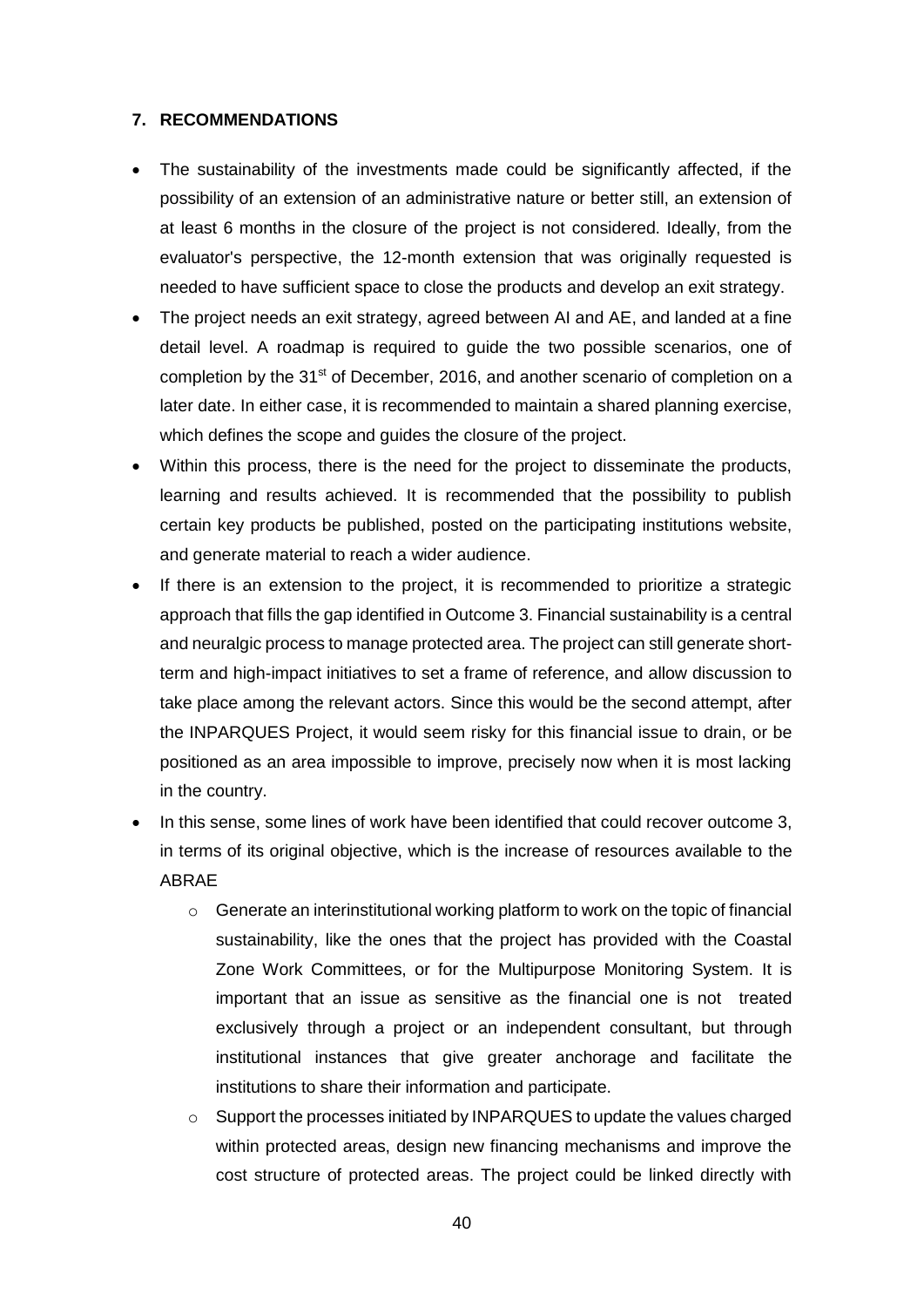## 7. RECOMMENDATIONS

- The sustainability of the investments made could be significantly affected, if the possibility of an extension of an administrative nature or better still, an extension of at least 6 months in the closure of the project is not considered. Ideally, from the evaluator's perspective, the 12-month extension that was originally requested is needed to have sufficient space to close the products and develop an exit strategy.
- The project needs an exit strategy, agreed between AI and AE, and landed at a fine detail level. A roadmap is required to guide the two possible scenarios, one of completion by the 31st of December, 2016, and another scenario of completion on a later date. In either case, it is recommended to maintain a shared planning exercise, which defines the scope and guides the closure of the project.
- Within this process, there is the need for the project to disseminate the products, learning and results achieved. It is recommended that the possibility to publish certain key products be published, posted on the participating institutions website, and generate material to reach a wider audience.
- If there is an extension to the project, it is recommended to prioritize a strategic approach that fills the gap identified in Outcome 3. Financial sustainability is a central and neuralgic process to manage protected area. The project can still generate short-term and high-impact initiatives to set a frame of reference, and allow discussion to take place among the relevant actors. Since this would be the second attempt, after the INPARQUES Project, it would seem risky for this financial issue to drain, or be positioned as an area impossible to improve, precisely now when it is most lacking in the country.
- In this sense, some lines of work have been identified that could recover outcome 3, in terms of its original objective, which is the increase of resources available to the ABRAE
  - Generate an interinstitutional working platform to work on the topic of financial sustainability, like the ones that the project has provided with the Coastal Zone Work Committees, or for the Multipurpose Monitoring System. It is important that an issue as sensitive as the financial one is not treated exclusively through a project or an independent consultant, but through institutional instances that give greater anchorage and facilitate the institutions to share their information and participate.
  - Support the processes initiated by INPARQUES to update the values charged within protected areas, design new financing mechanisms and improve the cost structure of protected areas. The project could be linked directly with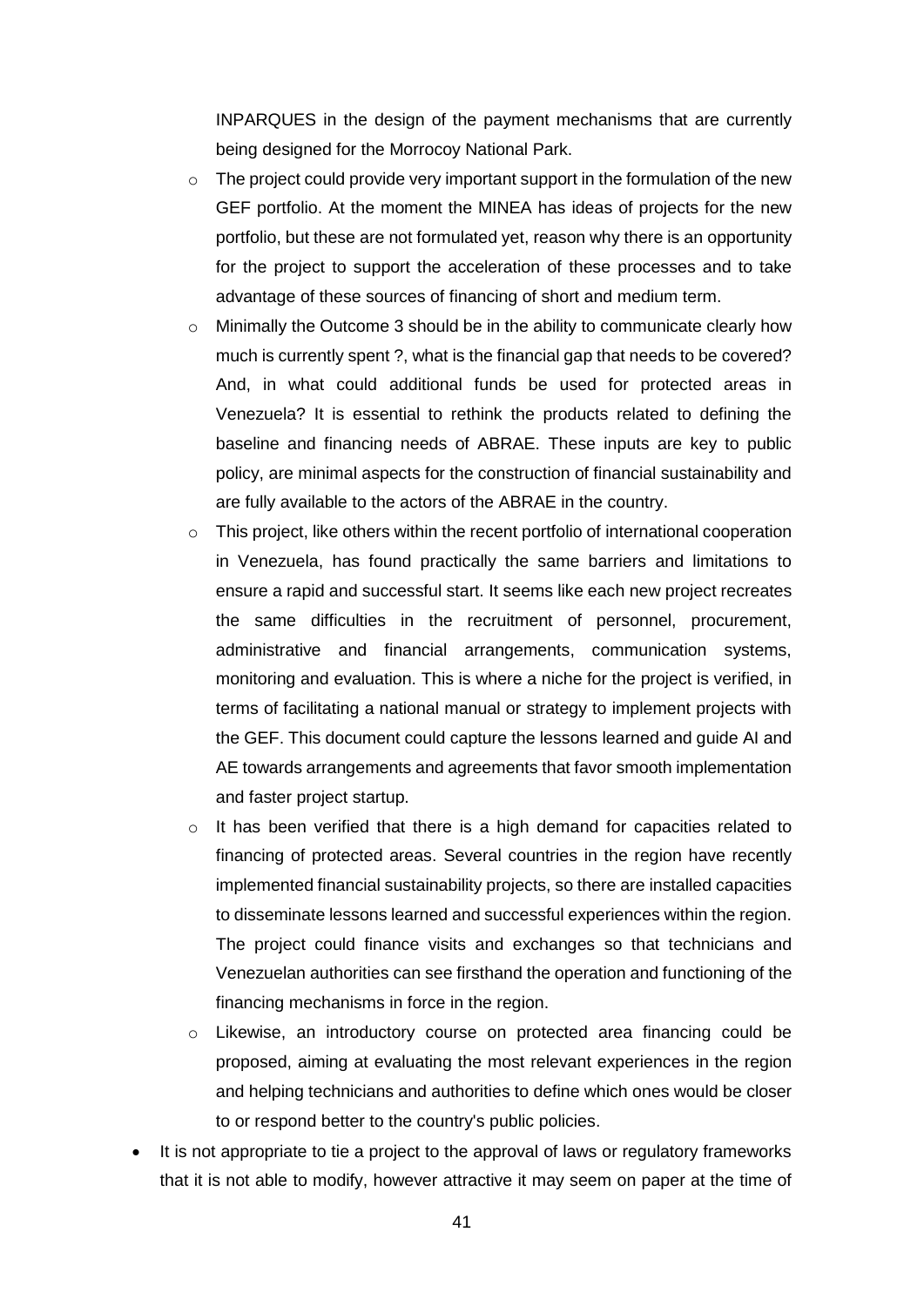INPARQUES in the design of the payment mechanisms that are currently being designed for the Morrocoy National Park.

  - The project could provide very important support in the formulation of the new GEF portfolio. At the moment the MINEA has ideas of projects for the new portfolio, but these are not formulated yet, reason why there is an opportunity for the project to support the acceleration of these processes and to take advantage of these sources of financing of short and medium term.
  - Minimally the Outcome 3 should be in the ability to communicate clearly how much is currently spent ?, what is the financial gap that needs to be covered? And, in what could additional funds be used for protected areas in Venezuela? It is essential to rethink the products related to defining the baseline and financing needs of ABRAE. These inputs are key to public policy, are minimal aspects for the construction of financial sustainability and are fully available to the actors of the ABRAE in the country.
  - This project, like others within the recent portfolio of international cooperation in Venezuela, has found practically the same barriers and limitations to ensure a rapid and successful start. It seems like each new project recreates the same difficulties in the recruitment of personnel, procurement, administrative and financial arrangements, communication systems, monitoring and evaluation. This is where a niche for the project is verified, in terms of facilitating a national manual or strategy to implement projects with the GEF. This document could capture the lessons learned and guide AI and AE towards arrangements and agreements that favor smooth implementation and faster project startup.
  - It has been verified that there is a high demand for capacities related to financing of protected areas. Several countries in the region have recently implemented financial sustainability projects, so there are installed capacities to disseminate lessons learned and successful experiences within the region. The project could finance visits and exchanges so that technicians and Venezuelan authorities can see firsthand the operation and functioning of the financing mechanisms in force in the region.
  - Likewise, an introductory course on protected area financing could be proposed, aiming at evaluating the most relevant experiences in the region and helping technicians and authorities to define which ones would be closer to or respond better to the country's public policies.

- It is not appropriate to tie a project to the approval of laws or regulatory frameworks that it is not able to modify, however attractive it may seem on paper at the time of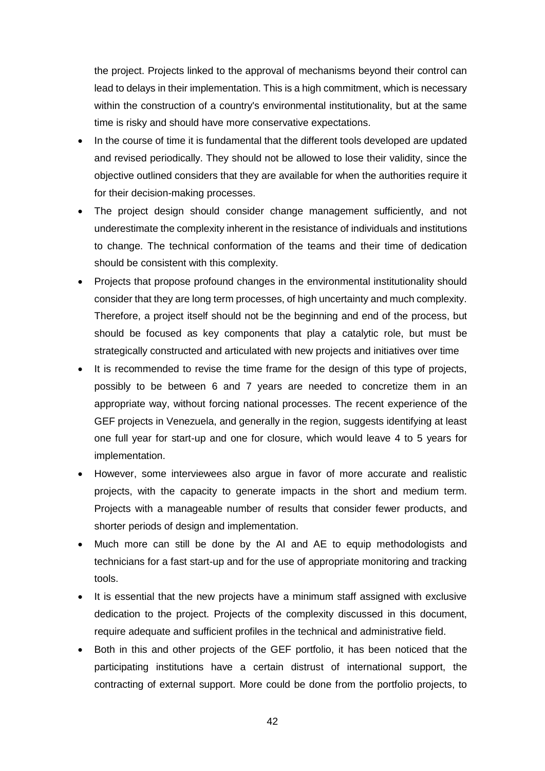the project. Projects linked to the approval of mechanisms beyond their control can lead to delays in their implementation. This is a high commitment, which is necessary within the construction of a country's environmental institutionality, but at the same time is risky and should have more conservative expectations.

- In the course of time it is fundamental that the different tools developed are updated and revised periodically. They should not be allowed to lose their validity, since the objective outlined considers that they are available for when the authorities require it for their decision-making processes.
- The project design should consider change management sufficiently, and not underestimate the complexity inherent in the resistance of individuals and institutions to change. The technical conformation of the teams and their time of dedication should be consistent with this complexity.
- Projects that propose profound changes in the environmental institutionality should consider that they are long term processes, of high uncertainty and much complexity. Therefore, a project itself should not be the beginning and end of the process, but should be focused as key components that play a catalytic role, but must be strategically constructed and articulated with new projects and initiatives over time
- It is recommended to revise the time frame for the design of this type of projects, possibly to be between 6 and 7 years are needed to concretize them in an appropriate way, without forcing national processes. The recent experience of the GEF projects in Venezuela, and generally in the region, suggests identifying at least one full year for start-up and one for closure, which would leave 4 to 5 years for implementation.
- However, some interviewees also argue in favor of more accurate and realistic projects, with the capacity to generate impacts in the short and medium term. Projects with a manageable number of results that consider fewer products, and shorter periods of design and implementation.
- Much more can still be done by the AI and AE to equip methodologists and technicians for a fast start-up and for the use of appropriate monitoring and tracking tools.
- It is essential that the new projects have a minimum staff assigned with exclusive dedication to the project. Projects of the complexity discussed in this document, require adequate and sufficient profiles in the technical and administrative field.
- Both in this and other projects of the GEF portfolio, it has been noticed that the participating institutions have a certain distrust of international support, the contracting of external support. More could be done from the portfolio projects, to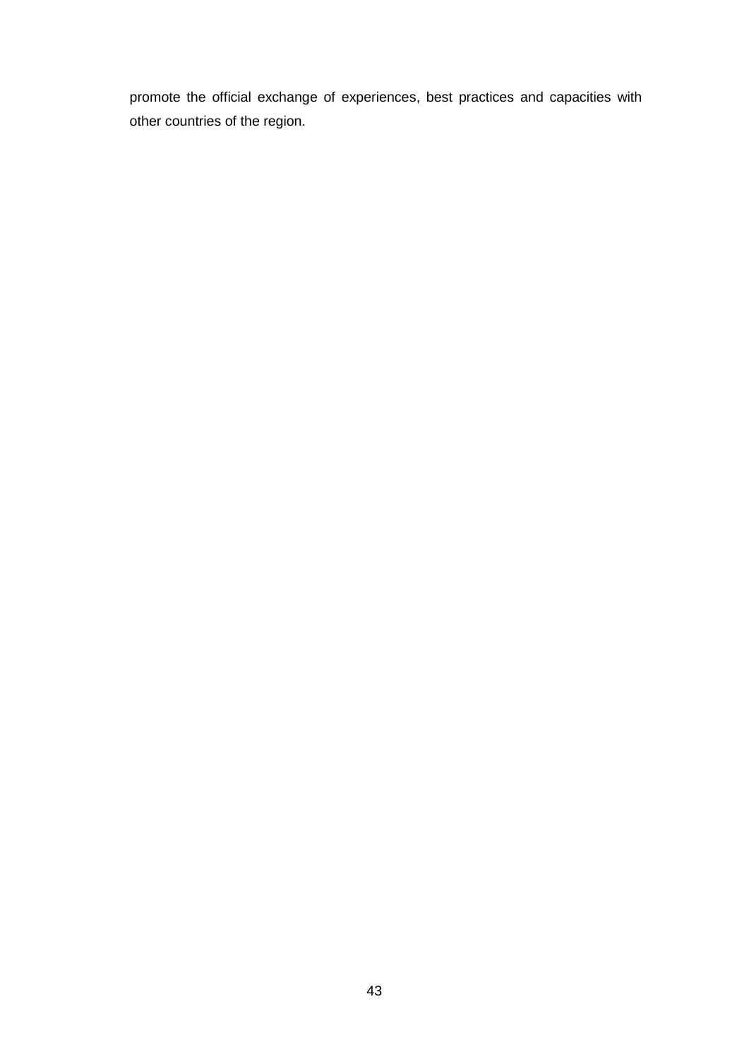promote the official exchange of experiences, best practices and capacities with other countries of the region.